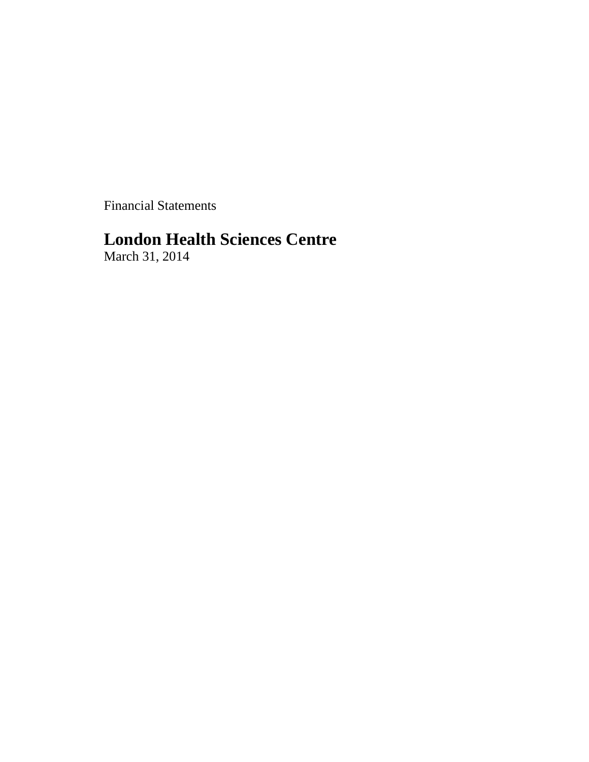Financial Statements

# London Health Sciences Centre

March 31, 2014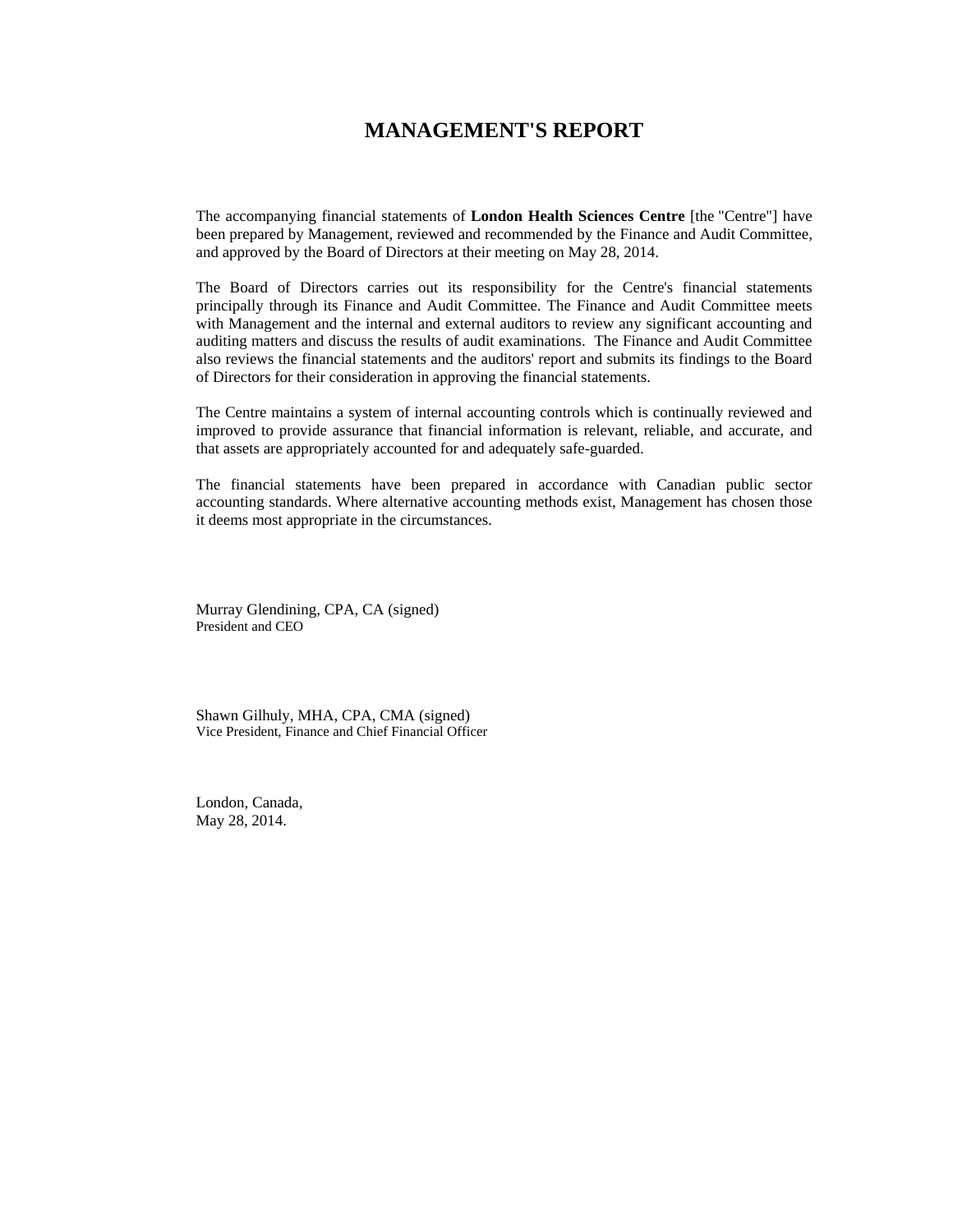# MANAGEMENT'S REPORT

The accompanying financial statements of **London Health Sciences Centre** [the "Centre"] have been prepared by Management, reviewed and recommended by the Finance and Audit Committee, and approved by the Board of Directors at their meeting on May 28, 2014.

The Board of Directors carries out its responsibility for the Centre's financial statements principally through its Finance and Audit Committee. The Finance and Audit Committee meets with Management and the internal and external auditors to review any significant accounting and auditing matters and discuss the results of audit examinations. The Finance and Audit Committee also reviews the financial statements and the auditors' report and submits its findings to the Board of Directors for their consideration in approving the financial statements.

The Centre maintains a system of internal accounting controls which is continually reviewed and improved to provide assurance that financial information is relevant, reliable, and accurate, and that assets are appropriately accounted for and adequately safe-guarded.

The financial statements have been prepared in accordance with Canadian public sector accounting standards. Where alternative accounting methods exist, Management has chosen those it deems most appropriate in the circumstances.

Murray Glendining, CPA, CA (signed)
President and CEO

Shawn Gilhuly, MHA, CPA, CMA (signed)
Vice President, Finance and Chief Financial Officer

London, Canada,
May 28, 2014.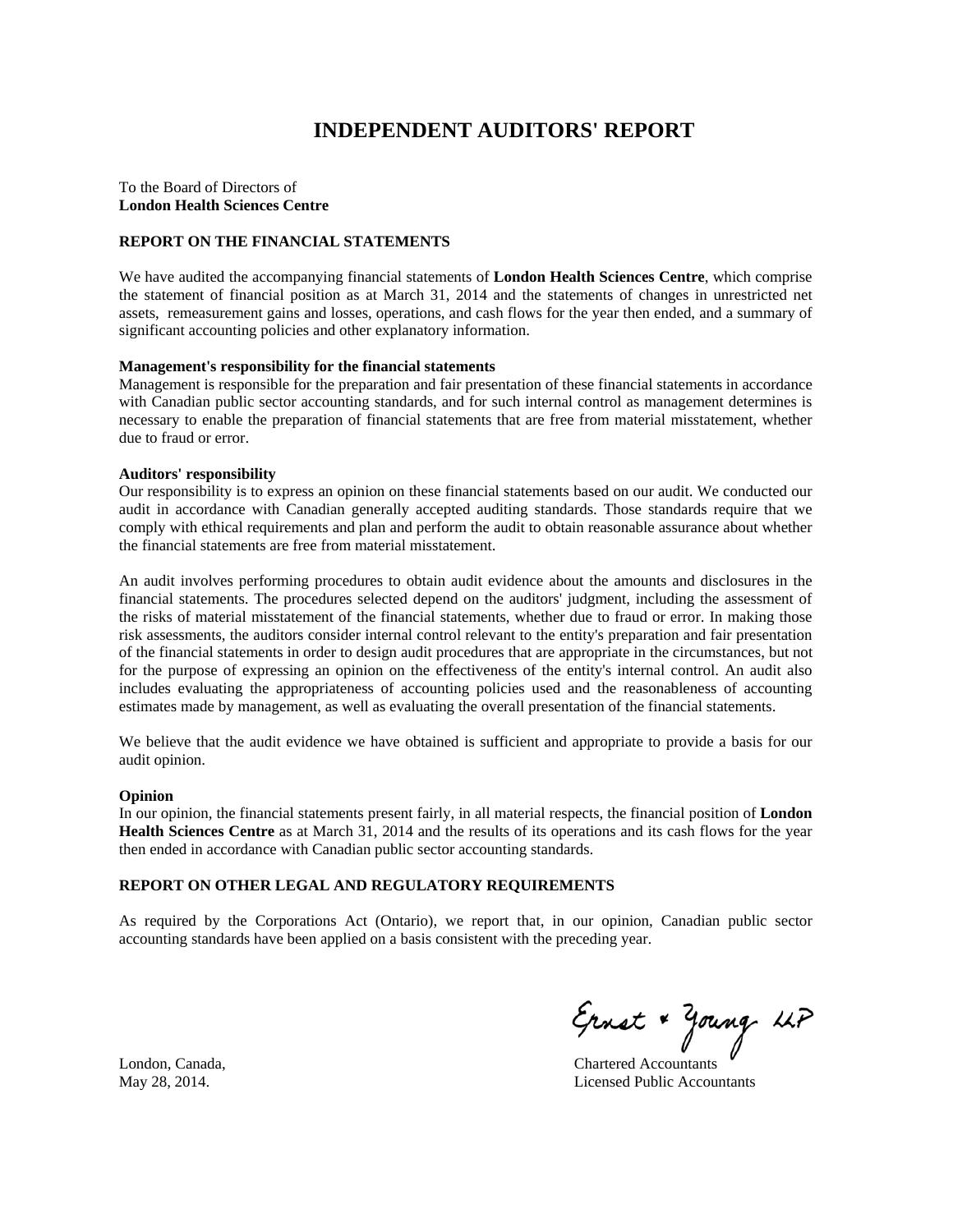# INDEPENDENT AUDITORS' REPORT

To the Board of Directors of
**London Health Sciences Centre**

## REPORT ON THE FINANCIAL STATEMENTS

We have audited the accompanying financial statements of **London Health Sciences Centre**, which comprise the statement of financial position as at March 31, 2014 and the statements of changes in unrestricted net assets, remeasurement gains and losses, operations, and cash flows for the year then ended, and a summary of significant accounting policies and other explanatory information.

**Management's responsibility for the financial statements**
Management is responsible for the preparation and fair presentation of these financial statements in accordance with Canadian public sector accounting standards, and for such internal control as management determines is necessary to enable the preparation of financial statements that are free from material misstatement, whether due to fraud or error.

**Auditors' responsibility**
Our responsibility is to express an opinion on these financial statements based on our audit. We conducted our audit in accordance with Canadian generally accepted auditing standards. Those standards require that we comply with ethical requirements and plan and perform the audit to obtain reasonable assurance about whether the financial statements are free from material misstatement.

An audit involves performing procedures to obtain audit evidence about the amounts and disclosures in the financial statements. The procedures selected depend on the auditors' judgment, including the assessment of the risks of material misstatement of the financial statements, whether due to fraud or error. In making those risk assessments, the auditors consider internal control relevant to the entity's preparation and fair presentation of the financial statements in order to design audit procedures that are appropriate in the circumstances, but not for the purpose of expressing an opinion on the effectiveness of the entity's internal control. An audit also includes evaluating the appropriateness of accounting policies used and the reasonableness of accounting estimates made by management, as well as evaluating the overall presentation of the financial statements.

We believe that the audit evidence we have obtained is sufficient and appropriate to provide a basis for our audit opinion.

**Opinion**
In our opinion, the financial statements present fairly, in all material respects, the financial position of **London Health Sciences Centre** as at March 31, 2014 and the results of its operations and its cash flows for the year then ended in accordance with Canadian public sector accounting standards.

## REPORT ON OTHER LEGAL AND REGULATORY REQUIREMENTS

As required by the Corporations Act (Ontario), we report that, in our opinion, Canadian public sector accounting standards have been applied on a basis consistent with the preceding year.

Ernst & Young LLP
Chartered Accountants
Licensed Public Accountants

London, Canada,
May 28, 2014.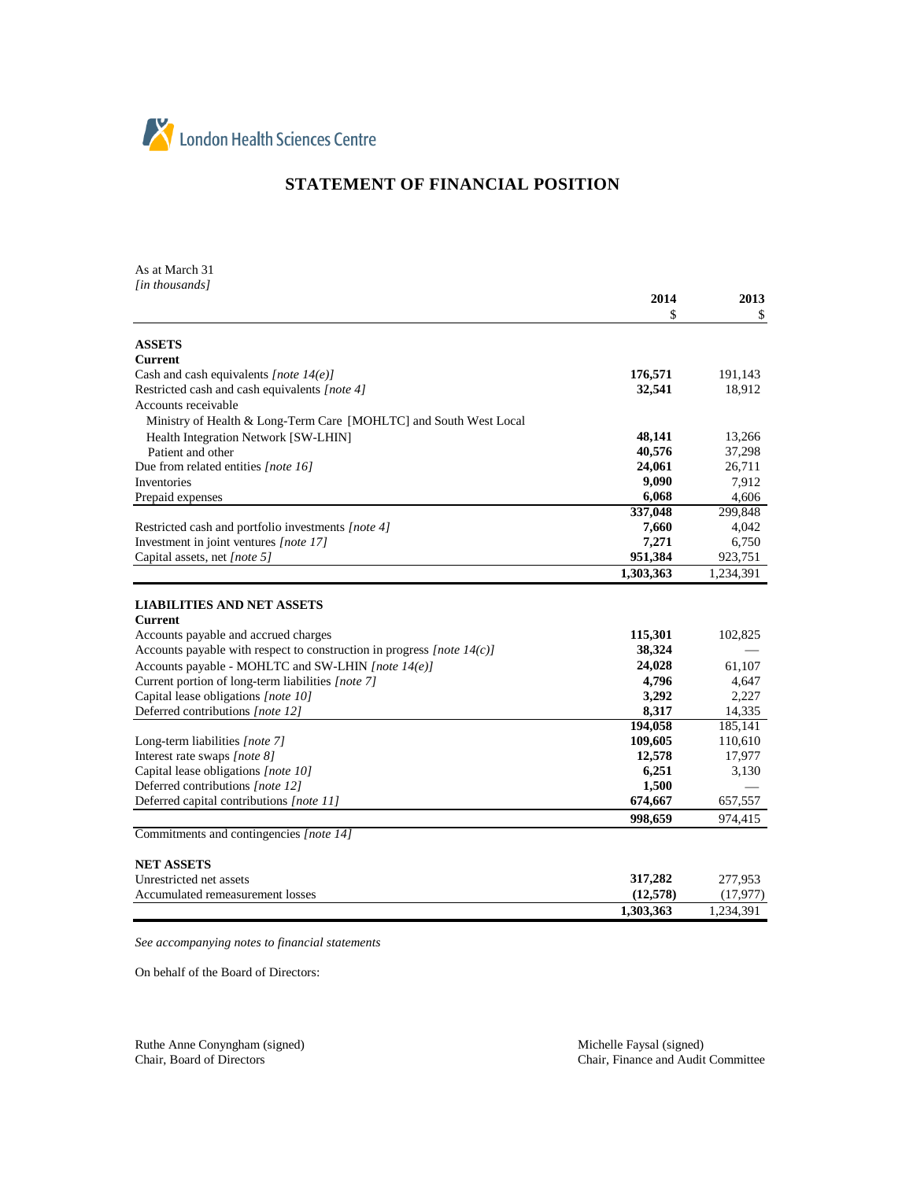London Health Sciences Centre

# STATEMENT OF FINANCIAL POSITION

As at March 31
*[in thousands]*

| | 2014<br>$ | 2013<br>$ |
|---|---|---|
| **ASSETS** | | |
| **Current** | | |
| Cash and cash equivalents *[note 14(e)]* | **176,571** | 191,143 |
| Restricted cash and cash equivalents *[note 4]* | **32,541** | 18,912 |
| Accounts receivable | | |
| Ministry of Health & Long-Term Care [MOHLTC] and South West Local Health Integration Network [SW-LHIN] | **48,141** | 13,266 |
| Patient and other | **40,576** | 37,298 |
| Due from related entities *[note 16]* | **24,061** | 26,711 |
| Inventories | **9,090** | 7,912 |
| Prepaid expenses | **6,068** | 4,606 |
| | **337,048** | 299,848 |
| Restricted cash and portfolio investments *[note 4]* | **7,660** | 4,042 |
| Investment in joint ventures *[note 17]* | **7,271** | 6,750 |
| Capital assets, net *[note 5]* | **951,384** | 923,751 |
| | **1,303,363** | 1,234,391 |
| **LIABILITIES AND NET ASSETS** | | |
| **Current** | | |
| Accounts payable and accrued charges | **115,301** | 102,825 |
| Accounts payable with respect to construction in progress *[note 14(c)]* | **38,324** | — |
| Accounts payable - MOHLTC and SW-LHIN *[note 14(e)]* | **24,028** | 61,107 |
| Current portion of long-term liabilities *[note 7]* | **4,796** | 4,647 |
| Capital lease obligations *[note 10]* | **3,292** | 2,227 |
| Deferred contributions *[note 12]* | **8,317** | 14,335 |
| | **194,058** | 185,141 |
| Long-term liabilities *[note 7]* | **109,605** | 110,610 |
| Interest rate swaps *[note 8]* | **12,578** | 17,977 |
| Capital lease obligations *[note 10]* | **6,251** | 3,130 |
| Deferred contributions *[note 12]* | **1,500** | — |
| Deferred capital contributions *[note 11]* | **674,667** | 657,557 |
| | **998,659** | 974,415 |
| Commitments and contingencies *[note 14]* | | |
| **NET ASSETS** | | |
| Unrestricted net assets | **317,282** | 277,953 |
| Accumulated remeasurement losses | **(12,578)** | (17,977) |
| | **1,303,363** | 1,234,391 |

*See accompanying notes to financial statements*

On behalf of the Board of Directors:

Ruthe Anne Conyngham (signed)
Chair, Board of Directors

Michelle Faysal (signed)
Chair, Finance and Audit Committee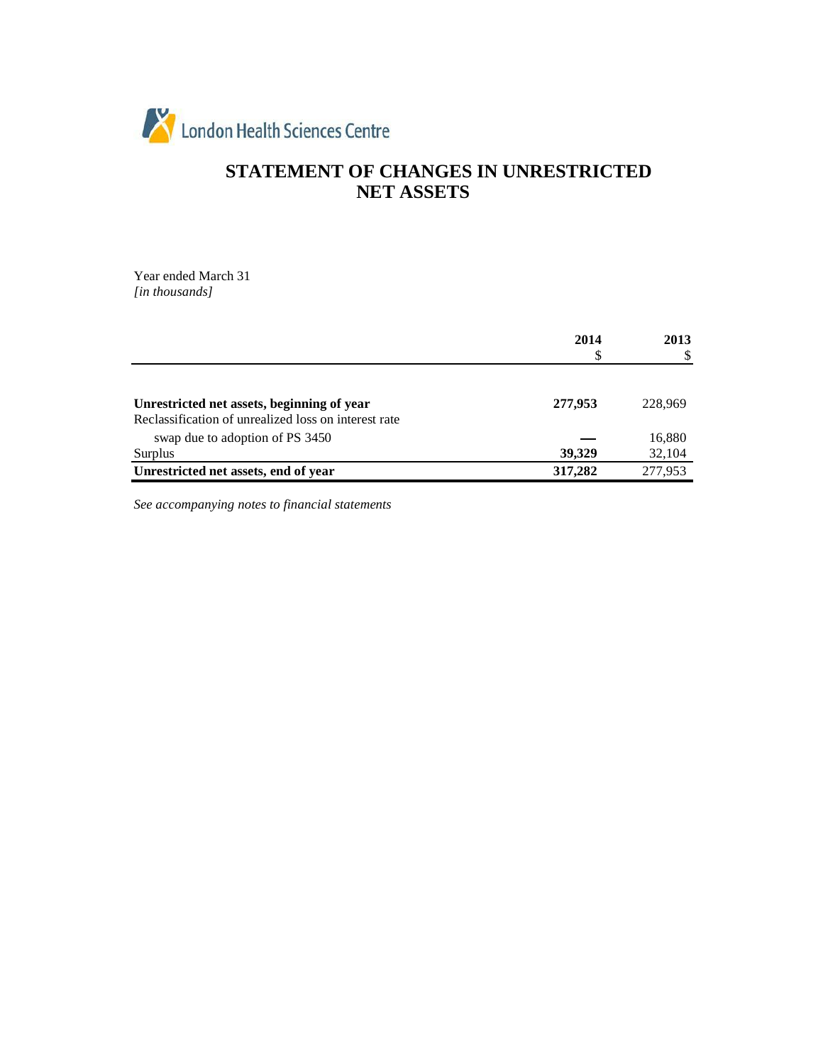London Health Sciences Centre

# STATEMENT OF CHANGES IN UNRESTRICTED NET ASSETS

Year ended March 31
*[in thousands]*

| | 2014<br>$ | 2013<br>$ |
|---|---|---|
| **Unrestricted net assets, beginning of year** | **277,953** | 228,969 |
| Reclassification of unrealized loss on interest rate swap due to adoption of PS 3450 | **—** | 16,880 |
| Surplus | **39,329** | 32,104 |
| **Unrestricted net assets, end of year** | **317,282** | 277,953 |

*See accompanying notes to financial statements*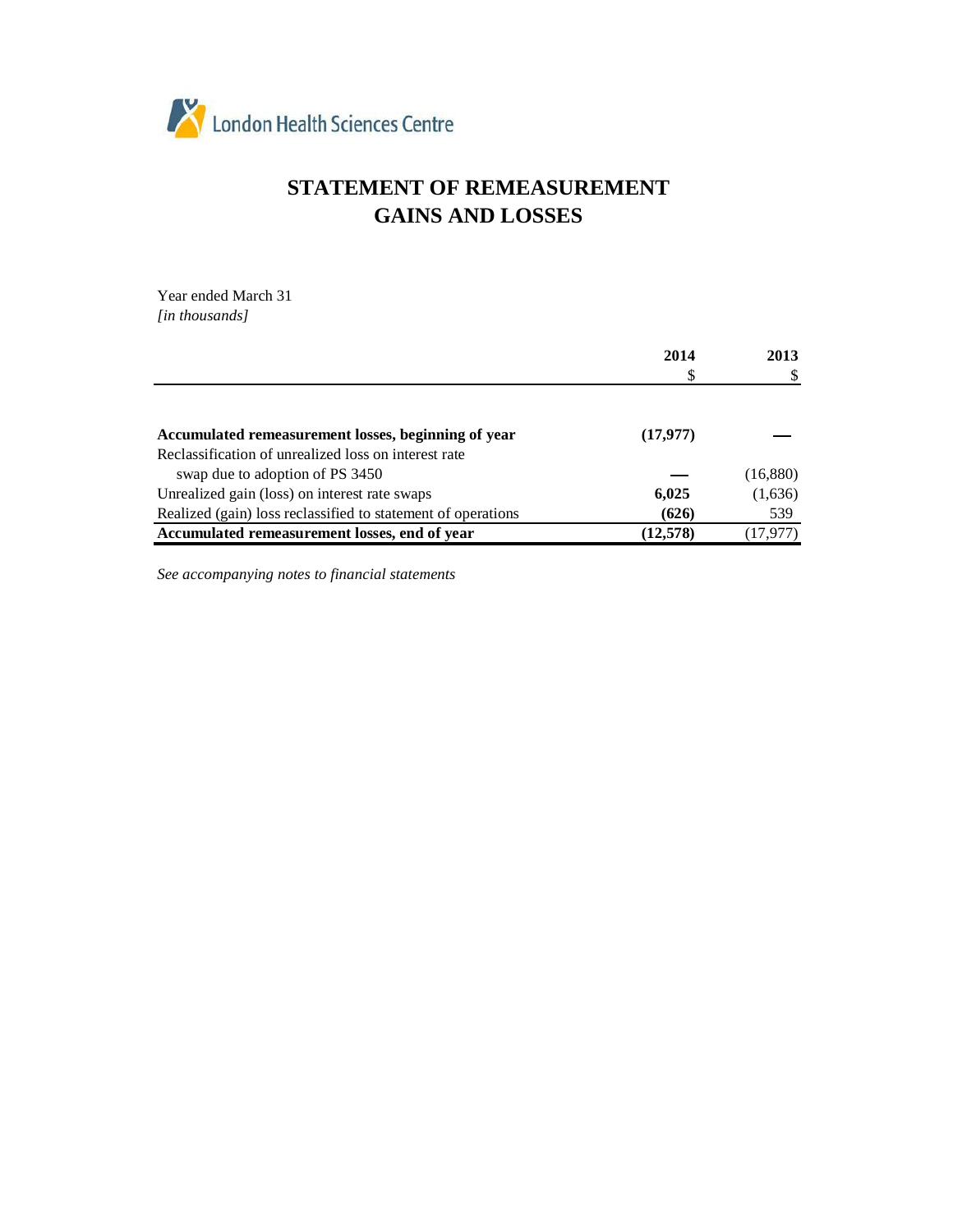London Health Sciences Centre

# STATEMENT OF REMEASUREMENT GAINS AND LOSSES

Year ended March 31
*[in thousands]*

| | 2014<br>$ | 2013<br>$ |
|---|---|---|
| **Accumulated remeasurement losses, beginning of year** | **(17,977)** | — |
| Reclassification of unrealized loss on interest rate swap due to adoption of PS 3450 | — | (16,880) |
| Unrealized gain (loss) on interest rate swaps | **6,025** | (1,636) |
| Realized (gain) loss reclassified to statement of operations | **(626)** | 539 |
| **Accumulated remeasurement losses, end of year** | **(12,578)** | (17,977) |

*See accompanying notes to financial statements*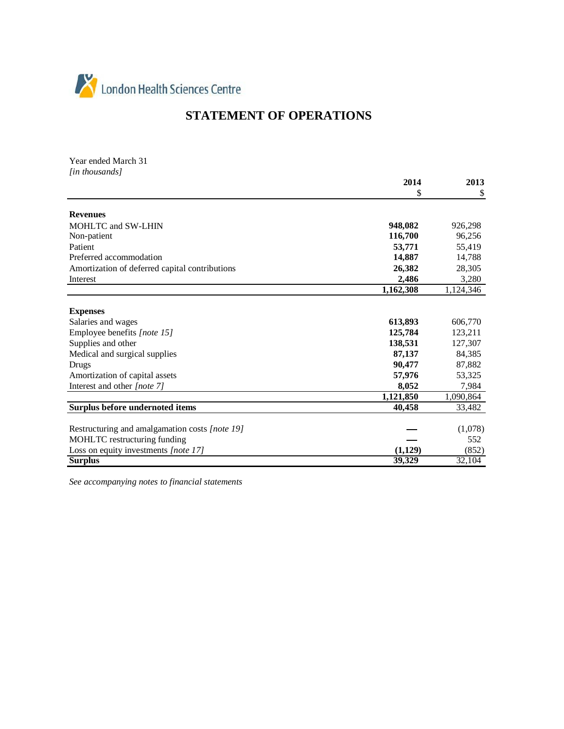London Health Sciences Centre

# STATEMENT OF OPERATIONS

Year ended March 31
*[in thousands]*

| | 2014<br>$ | 2013<br>$ |
|---|---|---|
| **Revenues** | | |
| MOHLTC and SW-LHIN | **948,082** | 926,298 |
| Non-patient | **116,700** | 96,256 |
| Patient | **53,771** | 55,419 |
| Preferred accommodation | **14,887** | 14,788 |
| Amortization of deferred capital contributions | **26,382** | 28,305 |
| Interest | **2,486** | 3,280 |
| | **1,162,308** | 1,124,346 |
| **Expenses** | | |
| Salaries and wages | **613,893** | 606,770 |
| Employee benefits *[note 15]* | **125,784** | 123,211 |
| Supplies and other | **138,531** | 127,307 |
| Medical and surgical supplies | **87,137** | 84,385 |
| Drugs | **90,477** | 87,882 |
| Amortization of capital assets | **57,976** | 53,325 |
| Interest and other *[note 7]* | **8,052** | 7,984 |
| | **1,121,850** | 1,090,864 |
| **Surplus before undernoted items** | **40,458** | 33,482 |
| Restructuring and amalgamation costs *[note 19]* | **—** | (1,078) |
| MOHLTC restructuring funding | **—** | 552 |
| Loss on equity investments *[note 17]* | **(1,129)** | (852) |
| **Surplus** | **39,329** | 32,104 |

*See accompanying notes to financial statements*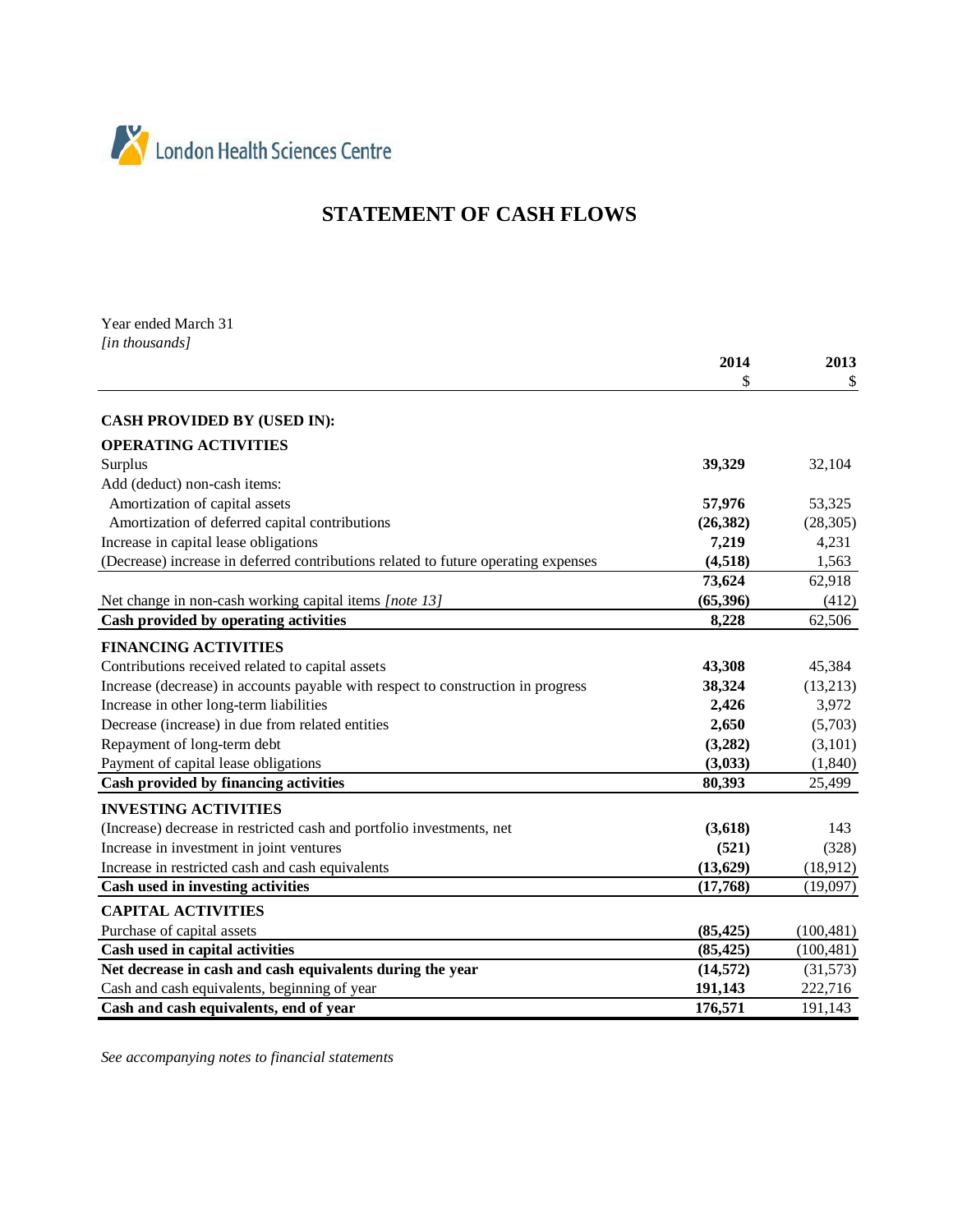London Health Sciences Centre

# STATEMENT OF CASH FLOWS

Year ended March 31
*[in thousands]*

| | 2014<br>$ | 2013<br>$ |
|---|---|---|
| **CASH PROVIDED BY (USED IN):** | | |
| **OPERATING ACTIVITIES** | | |
| Surplus | **39,329** | 32,104 |
| Add (deduct) non-cash items: | | |
| Amortization of capital assets | **57,976** | 53,325 |
| Amortization of deferred capital contributions | **(26,382)** | (28,305) |
| Increase in capital lease obligations | **7,219** | 4,231 |
| (Decrease) increase in deferred contributions related to future operating expenses | **(4,518)** | 1,563 |
| | **73,624** | 62,918 |
| Net change in non-cash working capital items *[note 13]* | **(65,396)** | (412) |
| **Cash provided by operating activities** | **8,228** | 62,506 |
| **FINANCING ACTIVITIES** | | |
| Contributions received related to capital assets | **43,308** | 45,384 |
| Increase (decrease) in accounts payable with respect to construction in progress | **38,324** | (13,213) |
| Increase in other long-term liabilities | **2,426** | 3,972 |
| Decrease (increase) in due from related entities | **2,650** | (5,703) |
| Repayment of long-term debt | **(3,282)** | (3,101) |
| Payment of capital lease obligations | **(3,033)** | (1,840) |
| **Cash provided by financing activities** | **80,393** | 25,499 |
| **INVESTING ACTIVITIES** | | |
| (Increase) decrease in restricted cash and portfolio investments, net | **(3,618)** | 143 |
| Increase in investment in joint ventures | **(521)** | (328) |
| Increase in restricted cash and cash equivalents | **(13,629)** | (18,912) |
| **Cash used in investing activities** | **(17,768)** | (19,097) |
| **CAPITAL ACTIVITIES** | | |
| Purchase of capital assets | **(85,425)** | (100,481) |
| **Cash used in capital activities** | **(85,425)** | (100,481) |
| **Net decrease in cash and cash equivalents during the year** | **(14,572)** | (31,573) |
| Cash and cash equivalents, beginning of year | **191,143** | 222,716 |
| **Cash and cash equivalents, end of year** | **176,571** | 191,143 |

*See accompanying notes to financial statements*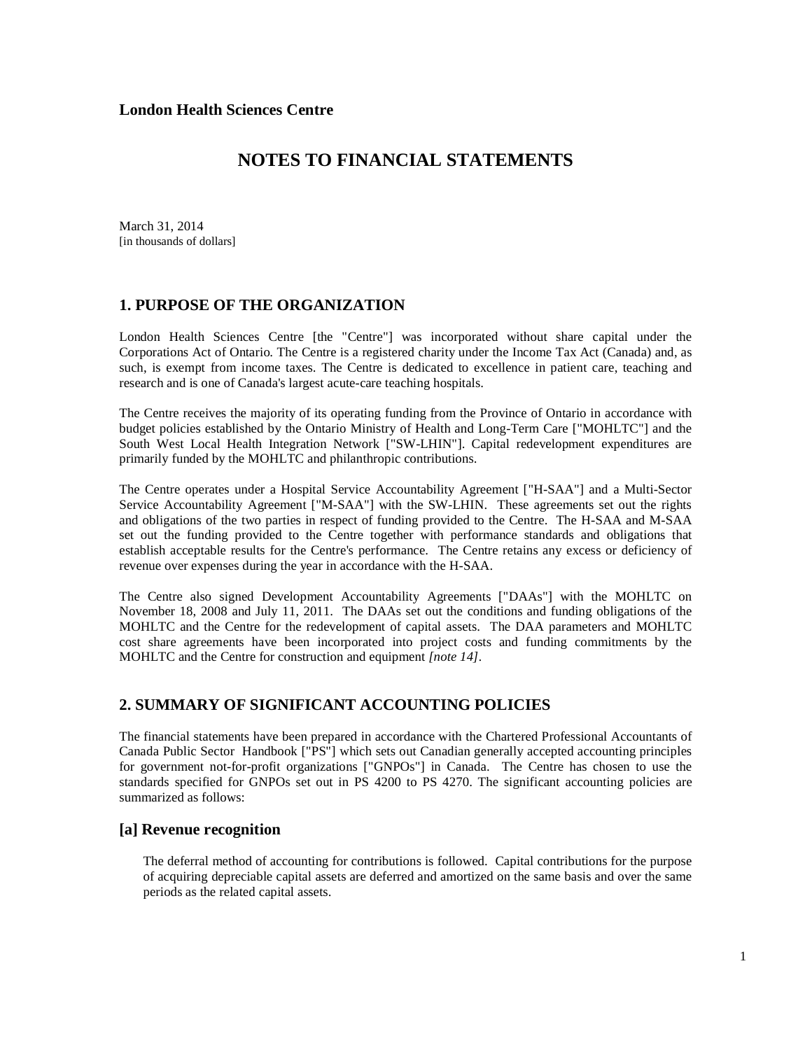**London Health Sciences Centre**

# NOTES TO FINANCIAL STATEMENTS

March 31, 2014
[in thousands of dollars]

## 1. PURPOSE OF THE ORGANIZATION

London Health Sciences Centre [the "Centre"] was incorporated without share capital under the Corporations Act of Ontario. The Centre is a registered charity under the Income Tax Act (Canada) and, as such, is exempt from income taxes. The Centre is dedicated to excellence in patient care, teaching and research and is one of Canada's largest acute-care teaching hospitals.

The Centre receives the majority of its operating funding from the Province of Ontario in accordance with budget policies established by the Ontario Ministry of Health and Long-Term Care ["MOHLTC"] and the South West Local Health Integration Network ["SW-LHIN"]. Capital redevelopment expenditures are primarily funded by the MOHLTC and philanthropic contributions.

The Centre operates under a Hospital Service Accountability Agreement ["H-SAA"] and a Multi-Sector Service Accountability Agreement ["M-SAA"] with the SW-LHIN. These agreements set out the rights and obligations of the two parties in respect of funding provided to the Centre. The H-SAA and M-SAA set out the funding provided to the Centre together with performance standards and obligations that establish acceptable results for the Centre's performance. The Centre retains any excess or deficiency of revenue over expenses during the year in accordance with the H-SAA.

The Centre also signed Development Accountability Agreements ["DAAs"] with the MOHLTC on November 18, 2008 and July 11, 2011. The DAAs set out the conditions and funding obligations of the MOHLTC and the Centre for the redevelopment of capital assets. The DAA parameters and MOHLTC cost share agreements have been incorporated into project costs and funding commitments by the MOHLTC and the Centre for construction and equipment *[note 14]*.

## 2. SUMMARY OF SIGNIFICANT ACCOUNTING POLICIES

The financial statements have been prepared in accordance with the Chartered Professional Accountants of Canada Public Sector Handbook ["PS"] which sets out Canadian generally accepted accounting principles for government not-for-profit organizations ["GNPOs"] in Canada. The Centre has chosen to use the standards specified for GNPOs set out in PS 4200 to PS 4270. The significant accounting policies are summarized as follows:

### [a] Revenue recognition

The deferral method of accounting for contributions is followed. Capital contributions for the purpose of acquiring depreciable capital assets are deferred and amortized on the same basis and over the same periods as the related capital assets.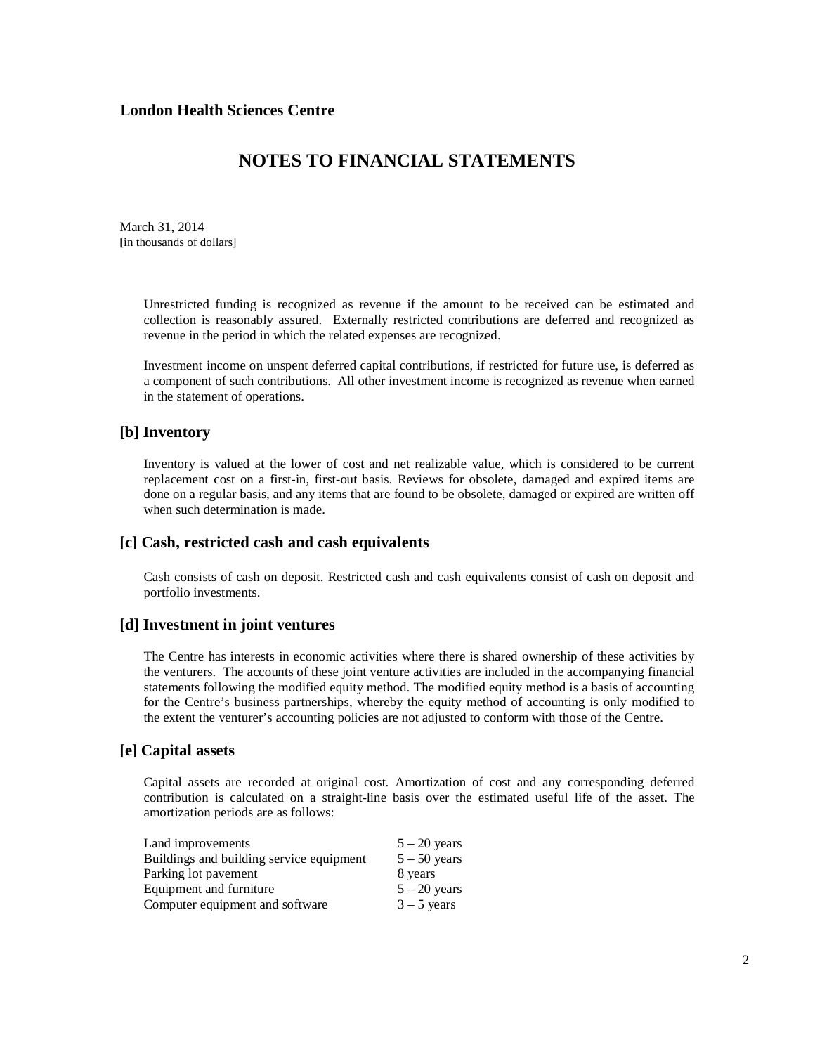**London Health Sciences Centre**

# NOTES TO FINANCIAL STATEMENTS

March 31, 2014
[in thousands of dollars]

Unrestricted funding is recognized as revenue if the amount to be received can be estimated and collection is reasonably assured. Externally restricted contributions are deferred and recognized as revenue in the period in which the related expenses are recognized.

Investment income on unspent deferred capital contributions, if restricted for future use, is deferred as a component of such contributions. All other investment income is recognized as revenue when earned in the statement of operations.

## [b] Inventory

Inventory is valued at the lower of cost and net realizable value, which is considered to be current replacement cost on a first-in, first-out basis. Reviews for obsolete, damaged and expired items are done on a regular basis, and any items that are found to be obsolete, damaged or expired are written off when such determination is made.

## [c] Cash, restricted cash and cash equivalents

Cash consists of cash on deposit. Restricted cash and cash equivalents consist of cash on deposit and portfolio investments.

## [d] Investment in joint ventures

The Centre has interests in economic activities where there is shared ownership of these activities by the venturers. The accounts of these joint venture activities are included in the accompanying financial statements following the modified equity method. The modified equity method is a basis of accounting for the Centre's business partnerships, whereby the equity method of accounting is only modified to the extent the venturer's accounting policies are not adjusted to conform with those of the Centre.

## [e] Capital assets

Capital assets are recorded at original cost. Amortization of cost and any corresponding deferred contribution is calculated on a straight-line basis over the estimated useful life of the asset. The amortization periods are as follows:

| | |
|---|---|
| Land improvements | 5 – 20 years |
| Buildings and building service equipment | 5 – 50 years |
| Parking lot pavement | 8 years |
| Equipment and furniture | 5 – 20 years |
| Computer equipment and software | 3 – 5 years |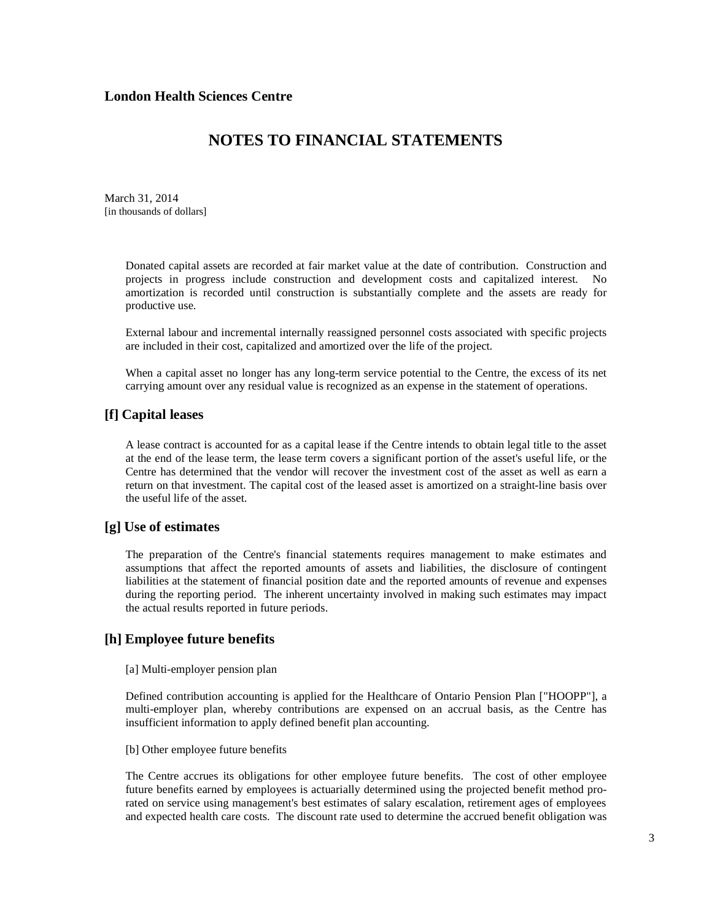Donated capital assets are recorded at fair market value at the date of contribution. Construction and projects in progress include construction and development costs and capitalized interest. No amortization is recorded until construction is substantially complete and the assets are ready for productive use.

External labour and incremental internally reassigned personnel costs associated with specific projects are included in their cost, capitalized and amortized over the life of the project.

When a capital asset no longer has any long-term service potential to the Centre, the excess of its net carrying amount over any residual value is recognized as an expense in the statement of operations.

## [f] Capital leases

A lease contract is accounted for as a capital lease if the Centre intends to obtain legal title to the asset at the end of the lease term, the lease term covers a significant portion of the asset's useful life, or the Centre has determined that the vendor will recover the investment cost of the asset as well as earn a return on that investment. The capital cost of the leased asset is amortized on a straight-line basis over the useful life of the asset.

## [g] Use of estimates

The preparation of the Centre's financial statements requires management to make estimates and assumptions that affect the reported amounts of assets and liabilities, the disclosure of contingent liabilities at the statement of financial position date and the reported amounts of revenue and expenses during the reporting period. The inherent uncertainty involved in making such estimates may impact the actual results reported in future periods.

## [h] Employee future benefits

[a] Multi-employer pension plan

Defined contribution accounting is applied for the Healthcare of Ontario Pension Plan ["HOOPP"], a multi-employer plan, whereby contributions are expensed on an accrual basis, as the Centre has insufficient information to apply defined benefit plan accounting.

[b] Other employee future benefits

The Centre accrues its obligations for other employee future benefits. The cost of other employee future benefits earned by employees is actuarially determined using the projected benefit method pro-rated on service using management's best estimates of salary escalation, retirement ages of employees and expected health care costs. The discount rate used to determine the accrued benefit obligation was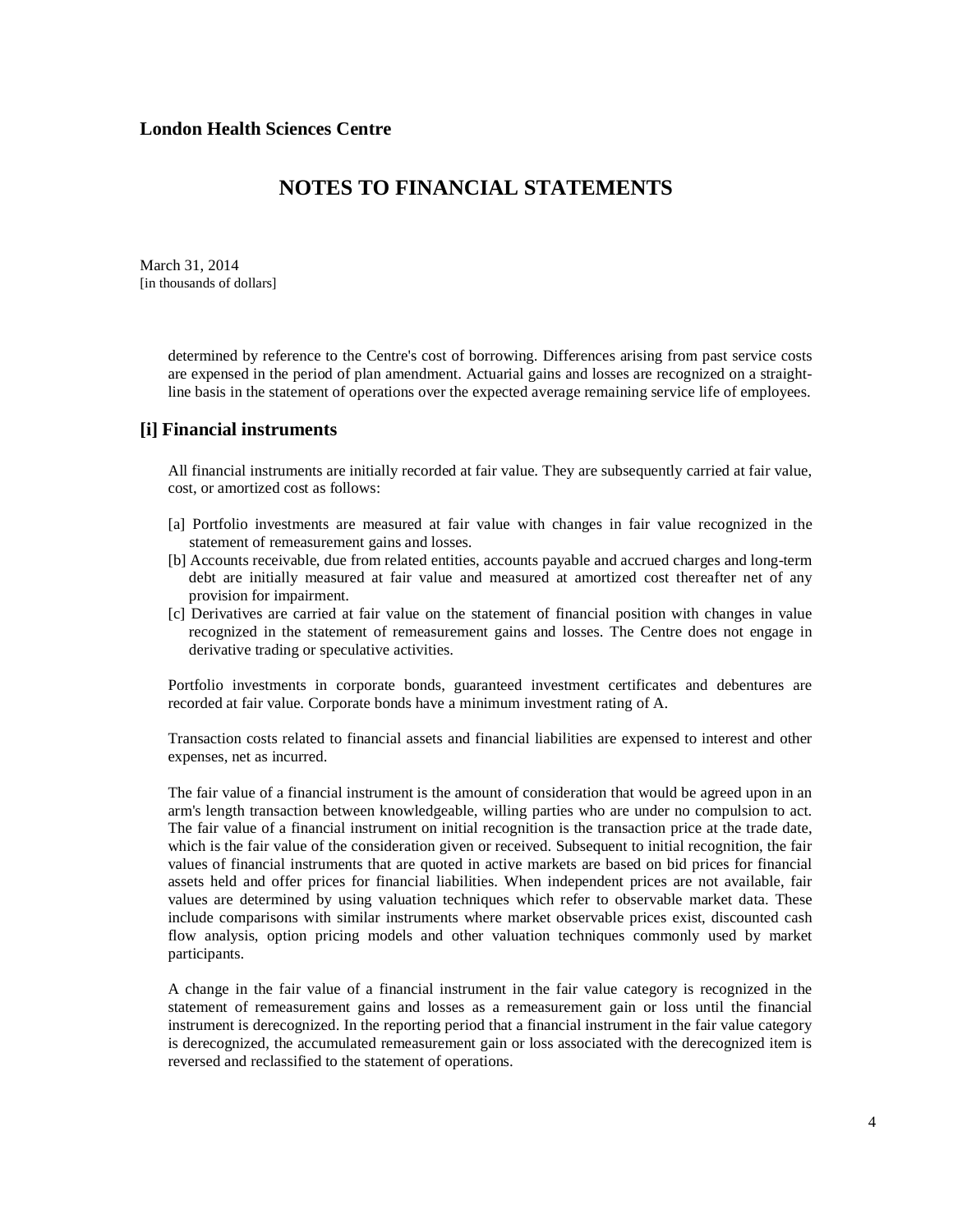determined by reference to the Centre's cost of borrowing. Differences arising from past service costs are expensed in the period of plan amendment. Actuarial gains and losses are recognized on a straight-line basis in the statement of operations over the expected average remaining service life of employees.

## [i] Financial instruments

All financial instruments are initially recorded at fair value. They are subsequently carried at fair value, cost, or amortized cost as follows:

[a] Portfolio investments are measured at fair value with changes in fair value recognized in the statement of remeasurement gains and losses.

[b] Accounts receivable, due from related entities, accounts payable and accrued charges and long-term debt are initially measured at fair value and measured at amortized cost thereafter net of any provision for impairment.

[c] Derivatives are carried at fair value on the statement of financial position with changes in value recognized in the statement of remeasurement gains and losses. The Centre does not engage in derivative trading or speculative activities.

Portfolio investments in corporate bonds, guaranteed investment certificates and debentures are recorded at fair value. Corporate bonds have a minimum investment rating of A.

Transaction costs related to financial assets and financial liabilities are expensed to interest and other expenses, net as incurred.

The fair value of a financial instrument is the amount of consideration that would be agreed upon in an arm's length transaction between knowledgeable, willing parties who are under no compulsion to act. The fair value of a financial instrument on initial recognition is the transaction price at the trade date, which is the fair value of the consideration given or received. Subsequent to initial recognition, the fair values of financial instruments that are quoted in active markets are based on bid prices for financial assets held and offer prices for financial liabilities. When independent prices are not available, fair values are determined by using valuation techniques which refer to observable market data. These include comparisons with similar instruments where market observable prices exist, discounted cash flow analysis, option pricing models and other valuation techniques commonly used by market participants.

A change in the fair value of a financial instrument in the fair value category is recognized in the statement of remeasurement gains and losses as a remeasurement gain or loss until the financial instrument is derecognized. In the reporting period that a financial instrument in the fair value category is derecognized, the accumulated remeasurement gain or loss associated with the derecognized item is reversed and reclassified to the statement of operations.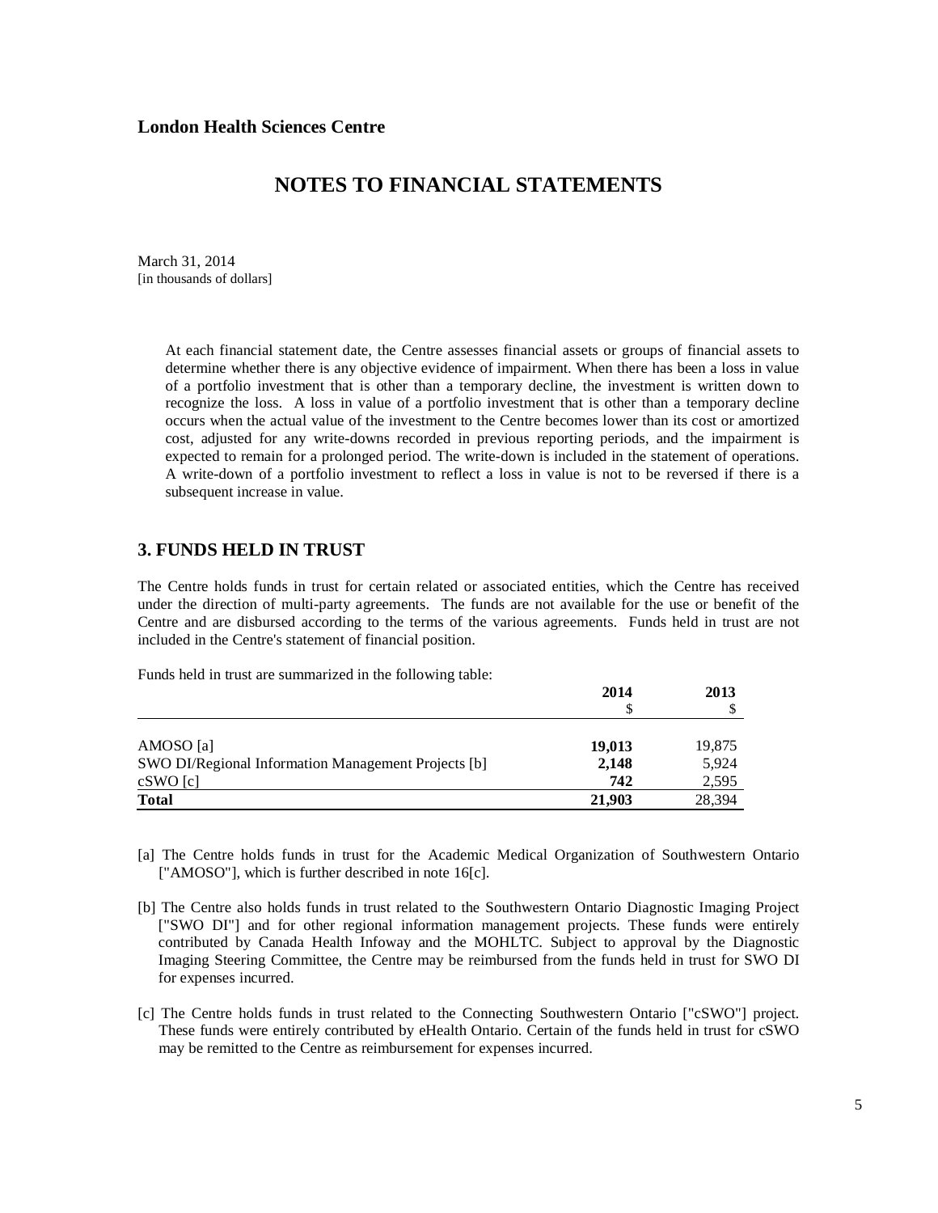**London Health Sciences Centre**

# NOTES TO FINANCIAL STATEMENTS

March 31, 2014
[in thousands of dollars]

At each financial statement date, the Centre assesses financial assets or groups of financial assets to determine whether there is any objective evidence of impairment. When there has been a loss in value of a portfolio investment that is other than a temporary decline, the investment is written down to recognize the loss. A loss in value of a portfolio investment that is other than a temporary decline occurs when the actual value of the investment to the Centre becomes lower than its cost or amortized cost, adjusted for any write-downs recorded in previous reporting periods, and the impairment is expected to remain for a prolonged period. The write-down is included in the statement of operations. A write-down of a portfolio investment to reflect a loss in value is not to be reversed if there is a subsequent increase in value.

## 3. FUNDS HELD IN TRUST

The Centre holds funds in trust for certain related or associated entities, which the Centre has received under the direction of multi-party agreements. The funds are not available for the use or benefit of the Centre and are disbursed according to the terms of the various agreements. Funds held in trust are not included in the Centre's statement of financial position.

Funds held in trust are summarized in the following table:

| | 2014<br>$ | 2013<br>$ |
|---|---|---|
| AMOSO [a] | **19,013** | 19,875 |
| SWO DI/Regional Information Management Projects [b] | **2,148** | 5,924 |
| cSWO [c] | **742** | 2,595 |
| **Total** | **21,903** | 28,394 |

[a] The Centre holds funds in trust for the Academic Medical Organization of Southwestern Ontario ["AMOSO"], which is further described in note 16[c].

[b] The Centre also holds funds in trust related to the Southwestern Ontario Diagnostic Imaging Project ["SWO DI"] and for other regional information management projects. These funds were entirely contributed by Canada Health Infoway and the MOHLTC. Subject to approval by the Diagnostic Imaging Steering Committee, the Centre may be reimbursed from the funds held in trust for SWO DI for expenses incurred.

[c] The Centre holds funds in trust related to the Connecting Southwestern Ontario ["cSWO"] project. These funds were entirely contributed by eHealth Ontario. Certain of the funds held in trust for cSWO may be remitted to the Centre as reimbursement for expenses incurred.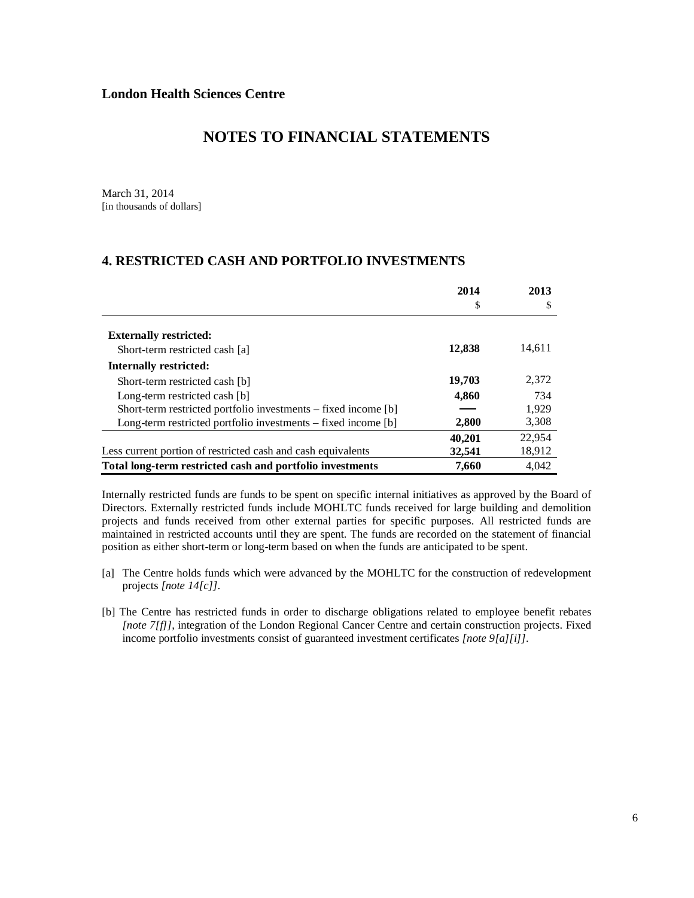**London Health Sciences Centre**

# NOTES TO FINANCIAL STATEMENTS

March 31, 2014
[in thousands of dollars]

## 4. RESTRICTED CASH AND PORTFOLIO INVESTMENTS

| | 2014<br>$ | 2013<br>$ |
|---|---|---|
| **Externally restricted:** | | |
| Short-term restricted cash [a] | **12,838** | 14,611 |
| **Internally restricted:** | | |
| Short-term restricted cash [b] | **19,703** | 2,372 |
| Long-term restricted cash [b] | **4,860** | 734 |
| Short-term restricted portfolio investments – fixed income [b] | **—** | 1,929 |
| Long-term restricted portfolio investments – fixed income [b] | **2,800** | 3,308 |
| | **40,201** | 22,954 |
| Less current portion of restricted cash and cash equivalents | **32,541** | 18,912 |
| **Total long-term restricted cash and portfolio investments** | **7,660** | 4,042 |

Internally restricted funds are funds to be spent on specific internal initiatives as approved by the Board of Directors. Externally restricted funds include MOHLTC funds received for large building and demolition projects and funds received from other external parties for specific purposes. All restricted funds are maintained in restricted accounts until they are spent. The funds are recorded on the statement of financial position as either short-term or long-term based on when the funds are anticipated to be spent.

[a] The Centre holds funds which were advanced by the MOHLTC for the construction of redevelopment projects *[note 14[c]]*.

[b] The Centre has restricted funds in order to discharge obligations related to employee benefit rebates *[note 7[f]]*, integration of the London Regional Cancer Centre and certain construction projects. Fixed income portfolio investments consist of guaranteed investment certificates *[note 9[a][i]]*.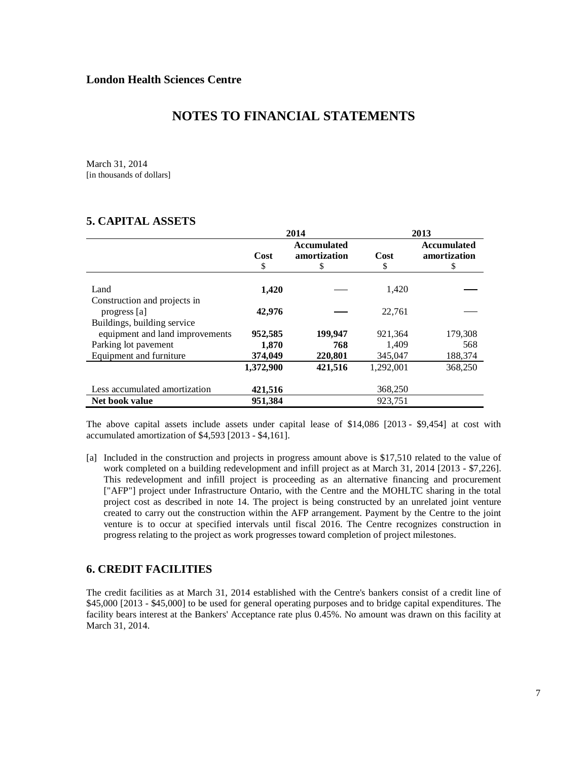**London Health Sciences Centre**

# NOTES TO FINANCIAL STATEMENTS

March 31, 2014
[in thousands of dollars]

## 5. CAPITAL ASSETS

| | 2014 | | 2013 | |
|---|---|---|---|---|
| | Cost<br>$ | Accumulated amortization<br>$ | Cost<br>$ | Accumulated amortization<br>$ |
| Land | **1,420** | **—** | 1,420 | — |
| Construction and projects in progress [a] | **42,976** | **—** | 22,761 | — |
| Buildings, building service equipment and land improvements | **952,585** | **199,947** | 921,364 | 179,308 |
| Parking lot pavement | **1,870** | **768** | 1,409 | 568 |
| Equipment and furniture | **374,049** | **220,801** | 345,047 | 188,374 |
| | **1,372,900** | **421,516** | 1,292,001 | 368,250 |
| Less accumulated amortization | **421,516** | | 368,250 | |
| **Net book value** | **951,384** | | 923,751 | |

The above capital assets include assets under capital lease of $14,086 [2013 - $9,454] at cost with accumulated amortization of $4,593 [2013 - $4,161].

[a] Included in the construction and projects in progress amount above is $17,510 related to the value of work completed on a building redevelopment and infill project as at March 31, 2014 [2013 - $7,226]. This redevelopment and infill project is proceeding as an alternative financing and procurement ["AFP"] project under Infrastructure Ontario, with the Centre and the MOHLTC sharing in the total project cost as described in note 14. The project is being constructed by an unrelated joint venture created to carry out the construction within the AFP arrangement. Payment by the Centre to the joint venture is to occur at specified intervals until fiscal 2016. The Centre recognizes construction in progress relating to the project as work progresses toward completion of project milestones.

## 6. CREDIT FACILITIES

The credit facilities as at March 31, 2014 established with the Centre's bankers consist of a credit line of $45,000 [2013 - $45,000] to be used for general operating purposes and to bridge capital expenditures. The facility bears interest at the Bankers' Acceptance rate plus 0.45%. No amount was drawn on this facility at March 31, 2014.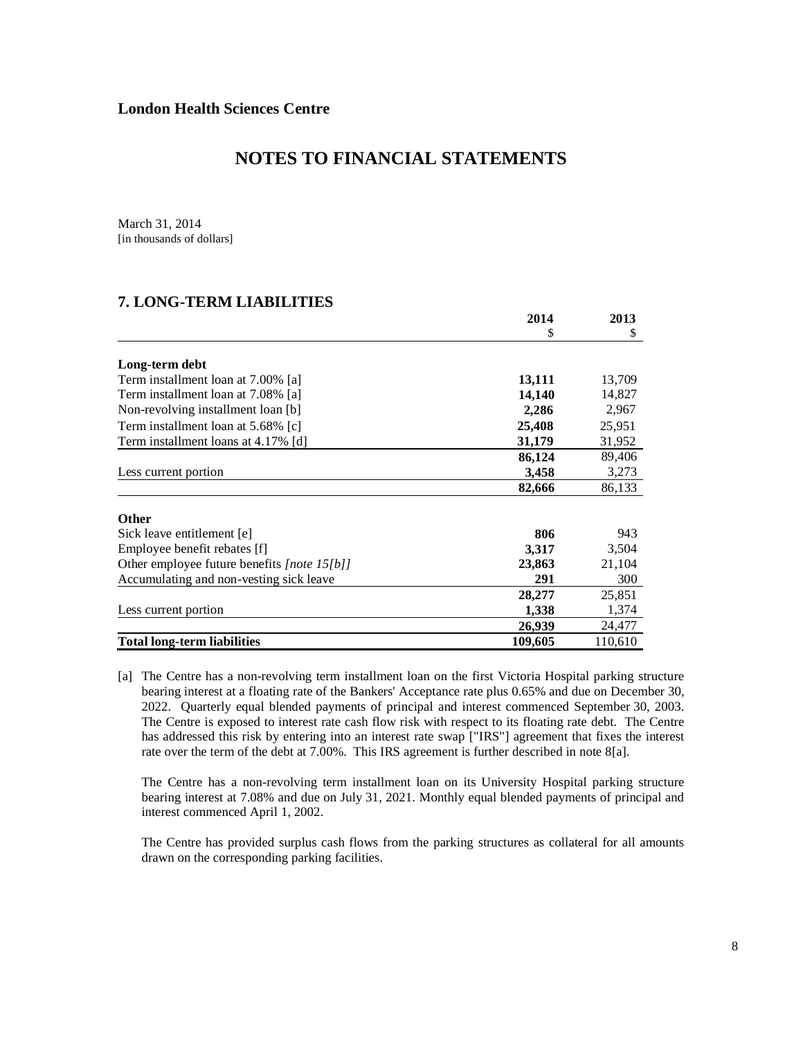**London Health Sciences Centre**

# NOTES TO FINANCIAL STATEMENTS

March 31, 2014
[in thousands of dollars]

## 7. LONG-TERM LIABILITIES

| | 2014<br>$ | 2013<br>$ |
|---|---|---|
| **Long-term debt** | | |
| Term installment loan at 7.00% [a] | **13,111** | 13,709 |
| Term installment loan at 7.08% [a] | **14,140** | 14,827 |
| Non-revolving installment loan [b] | **2,286** | 2,967 |
| Term installment loan at 5.68% [c] | **25,408** | 25,951 |
| Term installment loans at 4.17% [d] | **31,179** | 31,952 |
| | **86,124** | 89,406 |
| Less current portion | **3,458** | 3,273 |
| | **82,666** | 86,133 |
| **Other** | | |
| Sick leave entitlement [e] | **806** | 943 |
| Employee benefit rebates [f] | **3,317** | 3,504 |
| Other employee future benefits *[note 15[b]]* | **23,863** | 21,104 |
| Accumulating and non-vesting sick leave | **291** | 300 |
| | **28,277** | 25,851 |
| Less current portion | **1,338** | 1,374 |
| | **26,939** | 24,477 |
| **Total long-term liabilities** | **109,605** | 110,610 |

[a] The Centre has a non-revolving term installment loan on the first Victoria Hospital parking structure bearing interest at a floating rate of the Bankers' Acceptance rate plus 0.65% and due on December 30, 2022. Quarterly equal blended payments of principal and interest commenced September 30, 2003. The Centre is exposed to interest rate cash flow risk with respect to its floating rate debt. The Centre has addressed this risk by entering into an interest rate swap ["IRS"] agreement that fixes the interest rate over the term of the debt at 7.00%. This IRS agreement is further described in note 8[a].

The Centre has a non-revolving term installment loan on its University Hospital parking structure bearing interest at 7.08% and due on July 31, 2021. Monthly equal blended payments of principal and interest commenced April 1, 2002.

The Centre has provided surplus cash flows from the parking structures as collateral for all amounts drawn on the corresponding parking facilities.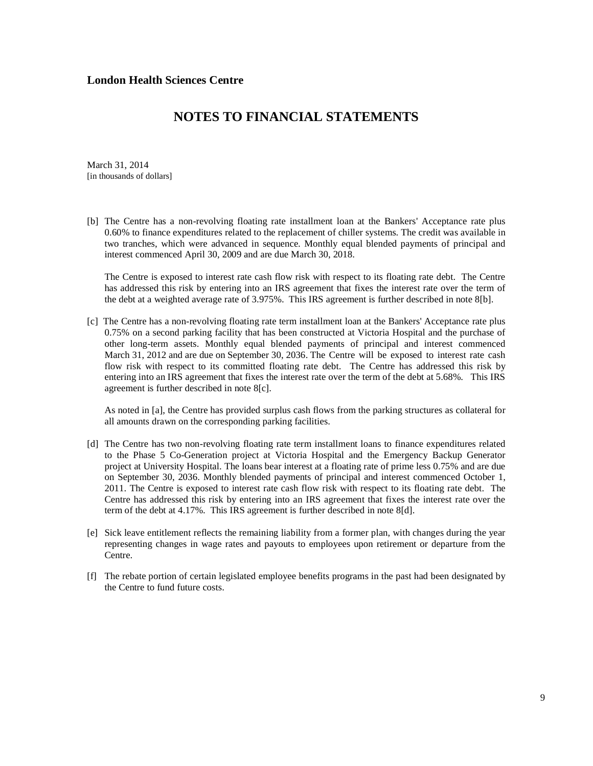**London Health Sciences Centre**

# NOTES TO FINANCIAL STATEMENTS

March 31, 2014
[in thousands of dollars]

[b] The Centre has a non-revolving floating rate installment loan at the Bankers' Acceptance rate plus 0.60% to finance expenditures related to the replacement of chiller systems. The credit was available in two tranches, which were advanced in sequence. Monthly equal blended payments of principal and interest commenced April 30, 2009 and are due March 30, 2018.

The Centre is exposed to interest rate cash flow risk with respect to its floating rate debt. The Centre has addressed this risk by entering into an IRS agreement that fixes the interest rate over the term of the debt at a weighted average rate of 3.975%. This IRS agreement is further described in note 8[b].

[c] The Centre has a non-revolving floating rate term installment loan at the Bankers' Acceptance rate plus 0.75% on a second parking facility that has been constructed at Victoria Hospital and the purchase of other long-term assets. Monthly equal blended payments of principal and interest commenced March 31, 2012 and are due on September 30, 2036. The Centre will be exposed to interest rate cash flow risk with respect to its committed floating rate debt. The Centre has addressed this risk by entering into an IRS agreement that fixes the interest rate over the term of the debt at 5.68%. This IRS agreement is further described in note 8[c].

As noted in [a], the Centre has provided surplus cash flows from the parking structures as collateral for all amounts drawn on the corresponding parking facilities.

[d] The Centre has two non-revolving floating rate term installment loans to finance expenditures related to the Phase 5 Co-Generation project at Victoria Hospital and the Emergency Backup Generator project at University Hospital. The loans bear interest at a floating rate of prime less 0.75% and are due on September 30, 2036. Monthly blended payments of principal and interest commenced October 1, 2011. The Centre is exposed to interest rate cash flow risk with respect to its floating rate debt. The Centre has addressed this risk by entering into an IRS agreement that fixes the interest rate over the term of the debt at 4.17%. This IRS agreement is further described in note 8[d].

[e] Sick leave entitlement reflects the remaining liability from a former plan, with changes during the year representing changes in wage rates and payouts to employees upon retirement or departure from the Centre.

[f] The rebate portion of certain legislated employee benefits programs in the past had been designated by the Centre to fund future costs.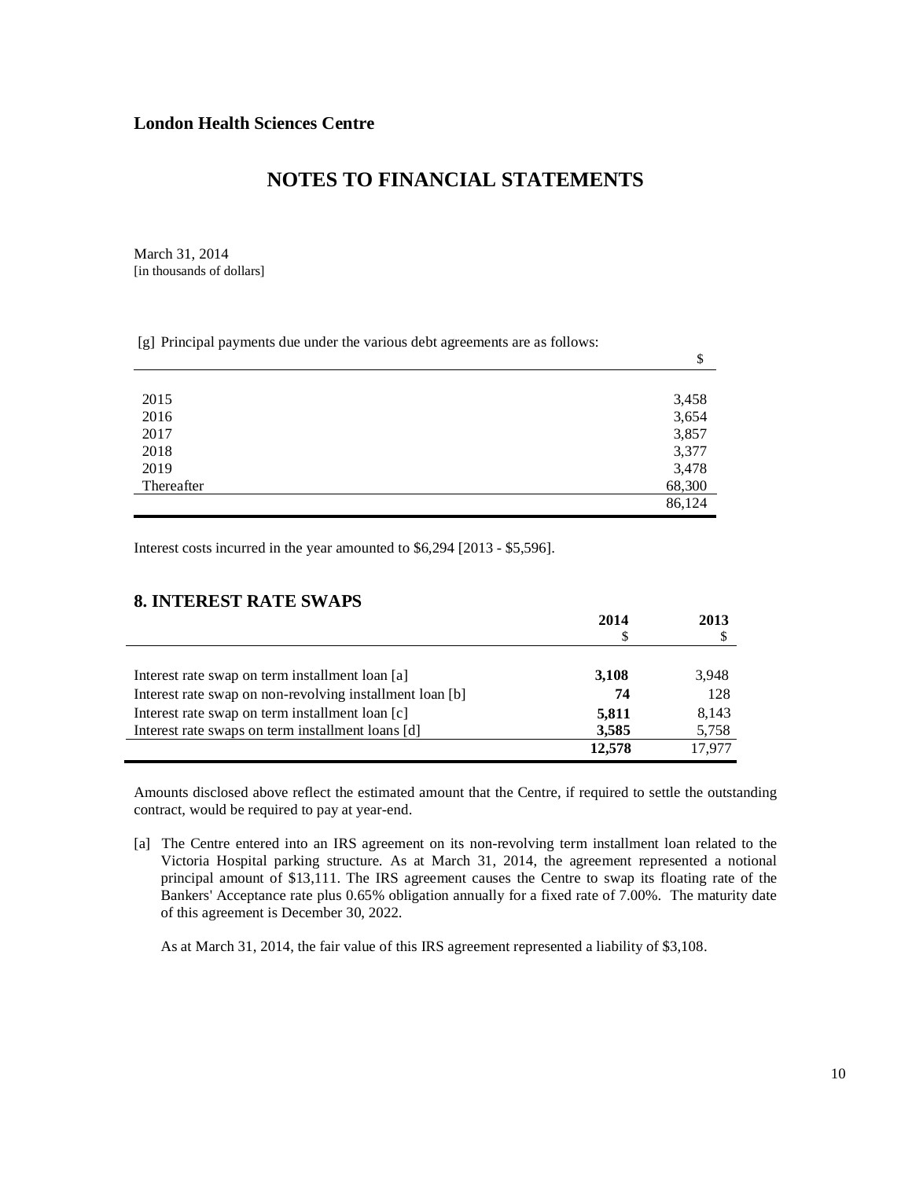**London Health Sciences Centre**

# NOTES TO FINANCIAL STATEMENTS

March 31, 2014
[in thousands of dollars]

[g] Principal payments due under the various debt agreements are as follows:

| | $ |
|---|---|
| 2015 | 3,458 |
| 2016 | 3,654 |
| 2017 | 3,857 |
| 2018 | 3,377 |
| 2019 | 3,478 |
| Thereafter | 68,300 |
| | 86,124 |

Interest costs incurred in the year amounted to $6,294 [2013 - $5,596].

## 8. INTEREST RATE SWAPS

| | 2014<br>$ | 2013<br>$ |
|---|---|---|
| Interest rate swap on term installment loan [a] | **3,108** | 3,948 |
| Interest rate swap on non-revolving installment loan [b] | **74** | 128 |
| Interest rate swap on term installment loan [c] | **5,811** | 8,143 |
| Interest rate swaps on term installment loans [d] | **3,585** | 5,758 |
| | **12,578** | 17,977 |

Amounts disclosed above reflect the estimated amount that the Centre, if required to settle the outstanding contract, would be required to pay at year-end.

[a] The Centre entered into an IRS agreement on its non-revolving term installment loan related to the Victoria Hospital parking structure. As at March 31, 2014, the agreement represented a notional principal amount of $13,111. The IRS agreement causes the Centre to swap its floating rate of the Bankers' Acceptance rate plus 0.65% obligation annually for a fixed rate of 7.00%. The maturity date of this agreement is December 30, 2022.

As at March 31, 2014, the fair value of this IRS agreement represented a liability of $3,108.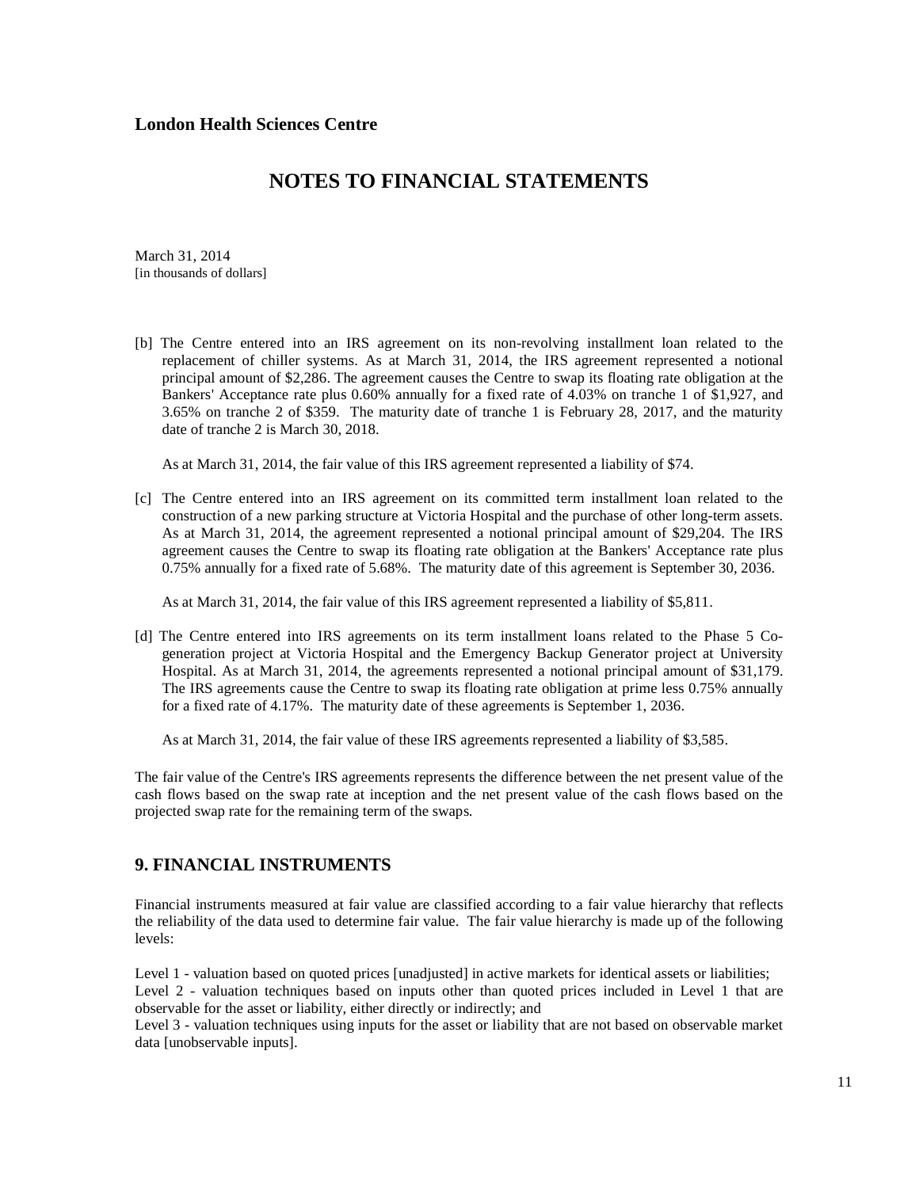[b] The Centre entered into an IRS agreement on its non-revolving installment loan related to the replacement of chiller systems. As at March 31, 2014, the IRS agreement represented a notional principal amount of $2,286. The agreement causes the Centre to swap its floating rate obligation at the Bankers' Acceptance rate plus 0.60% annually for a fixed rate of 4.03% on tranche 1 of $1,927, and 3.65% on tranche 2 of $359. The maturity date of tranche 1 is February 28, 2017, and the maturity date of tranche 2 is March 30, 2018.

As at March 31, 2014, the fair value of this IRS agreement represented a liability of $74.

[c] The Centre entered into an IRS agreement on its committed term installment loan related to the construction of a new parking structure at Victoria Hospital and the purchase of other long-term assets. As at March 31, 2014, the agreement represented a notional principal amount of $29,204. The IRS agreement causes the Centre to swap its floating rate obligation at the Bankers' Acceptance rate plus 0.75% annually for a fixed rate of 5.68%. The maturity date of this agreement is September 30, 2036.

As at March 31, 2014, the fair value of this IRS agreement represented a liability of $5,811.

[d] The Centre entered into IRS agreements on its term installment loans related to the Phase 5 Co-generation project at Victoria Hospital and the Emergency Backup Generator project at University Hospital. As at March 31, 2014, the agreements represented a notional principal amount of $31,179. The IRS agreements cause the Centre to swap its floating rate obligation at prime less 0.75% annually for a fixed rate of 4.17%. The maturity date of these agreements is September 1, 2036.

As at March 31, 2014, the fair value of these IRS agreements represented a liability of $3,585.

The fair value of the Centre's IRS agreements represents the difference between the net present value of the cash flows based on the swap rate at inception and the net present value of the cash flows based on the projected swap rate for the remaining term of the swaps.

## 9. FINANCIAL INSTRUMENTS

Financial instruments measured at fair value are classified according to a fair value hierarchy that reflects the reliability of the data used to determine fair value. The fair value hierarchy is made up of the following levels:

Level 1 - valuation based on quoted prices [unadjusted] in active markets for identical assets or liabilities;
Level 2 - valuation techniques based on inputs other than quoted prices included in Level 1 that are observable for the asset or liability, either directly or indirectly; and
Level 3 - valuation techniques using inputs for the asset or liability that are not based on observable market data [unobservable inputs].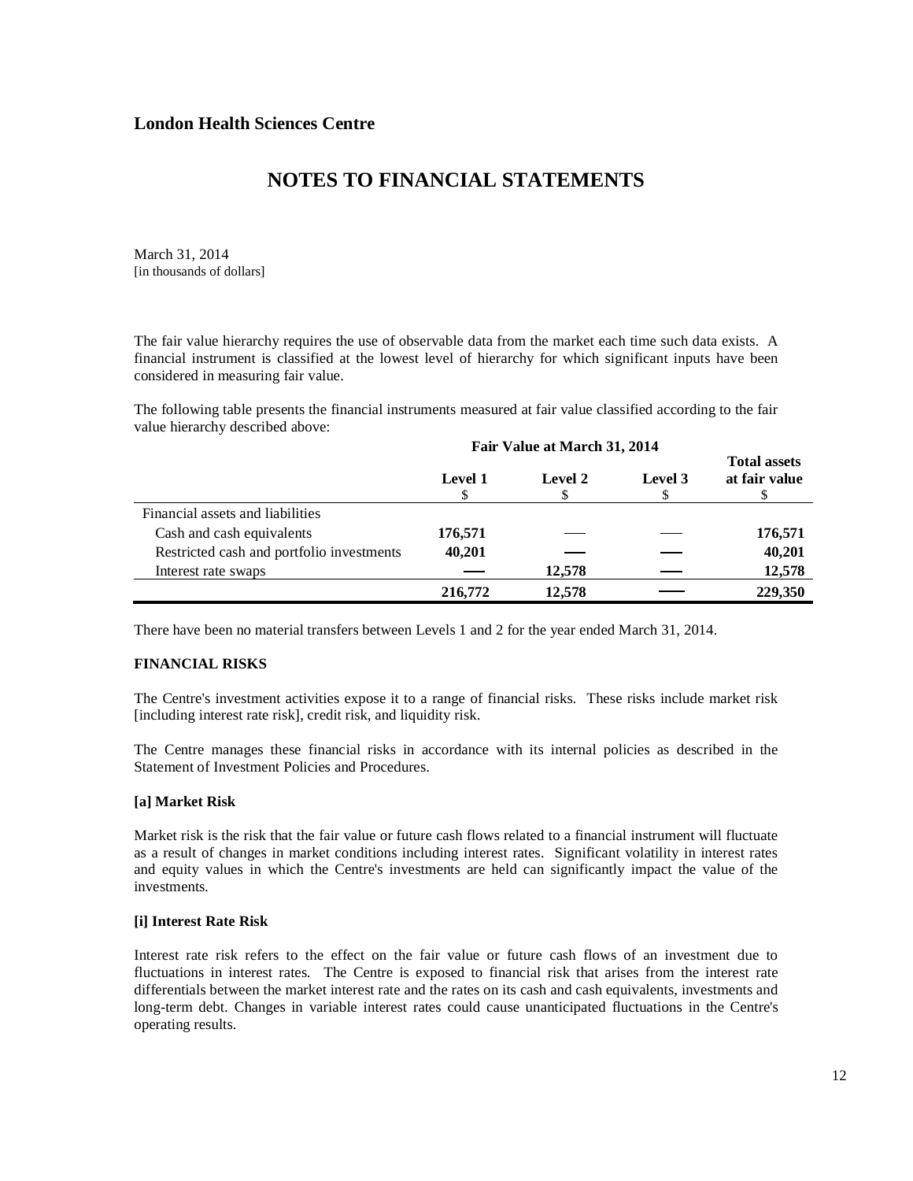**London Health Sciences Centre**

# NOTES TO FINANCIAL STATEMENTS

March 31, 2014
[in thousands of dollars]

The fair value hierarchy requires the use of observable data from the market each time such data exists. A financial instrument is classified at the lowest level of hierarchy for which significant inputs have been considered in measuring fair value.

The following table presents the financial instruments measured at fair value classified according to the fair value hierarchy described above:

| | Fair Value at March 31, 2014 | | | |
|---|---|---|---|---|
| | Level 1<br>$ | Level 2<br>$ | Level 3<br>$ | Total assets at fair value<br>$ |
| Financial assets and liabilities | | | | |
| Cash and cash equivalents | **176,571** | — | — | **176,571** |
| Restricted cash and portfolio investments | **40,201** | — | — | **40,201** |
| Interest rate swaps | — | **12,578** | — | **12,578** |
| | **216,772** | **12,578** | — | **229,350** |

There have been no material transfers between Levels 1 and 2 for the year ended March 31, 2014.

**FINANCIAL RISKS**

The Centre's investment activities expose it to a range of financial risks. These risks include market risk [including interest rate risk], credit risk, and liquidity risk.

The Centre manages these financial risks in accordance with its internal policies as described in the Statement of Investment Policies and Procedures.

**[a] Market Risk**

Market risk is the risk that the fair value or future cash flows related to a financial instrument will fluctuate as a result of changes in market conditions including interest rates. Significant volatility in interest rates and equity values in which the Centre's investments are held can significantly impact the value of the investments.

**[i] Interest Rate Risk**

Interest rate risk refers to the effect on the fair value or future cash flows of an investment due to fluctuations in interest rates. The Centre is exposed to financial risk that arises from the interest rate differentials between the market interest rate and the rates on its cash and cash equivalents, investments and long-term debt. Changes in variable interest rates could cause unanticipated fluctuations in the Centre's operating results.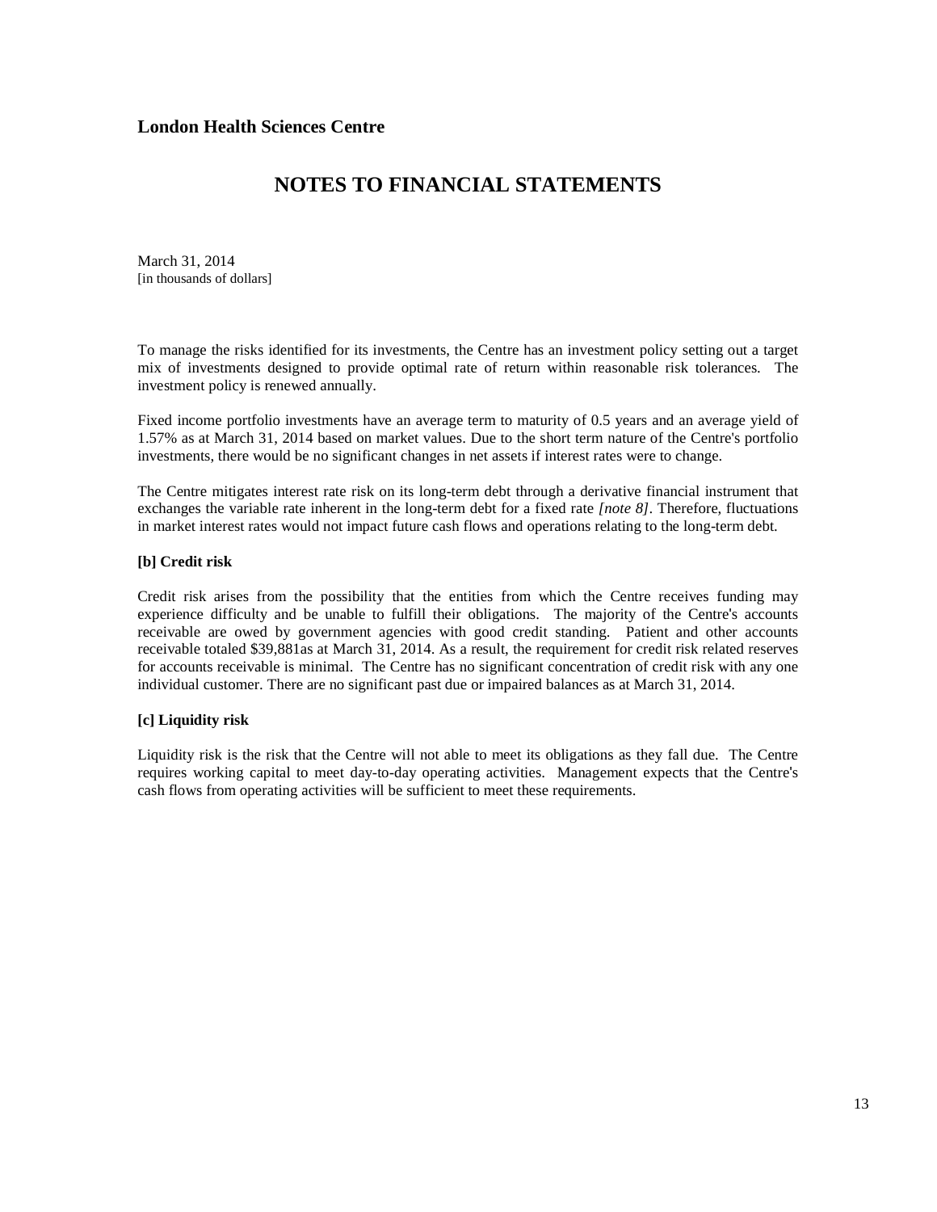**London Health Sciences Centre**

# NOTES TO FINANCIAL STATEMENTS

March 31, 2014
[in thousands of dollars]

To manage the risks identified for its investments, the Centre has an investment policy setting out a target mix of investments designed to provide optimal rate of return within reasonable risk tolerances. The investment policy is renewed annually.

Fixed income portfolio investments have an average term to maturity of 0.5 years and an average yield of 1.57% as at March 31, 2014 based on market values. Due to the short term nature of the Centre's portfolio investments, there would be no significant changes in net assets if interest rates were to change.

The Centre mitigates interest rate risk on its long-term debt through a derivative financial instrument that exchanges the variable rate inherent in the long-term debt for a fixed rate *[note 8]*. Therefore, fluctuations in market interest rates would not impact future cash flows and operations relating to the long-term debt.

**[b] Credit risk**

Credit risk arises from the possibility that the entities from which the Centre receives funding may experience difficulty and be unable to fulfill their obligations. The majority of the Centre's accounts receivable are owed by government agencies with good credit standing. Patient and other accounts receivable totaled $39,881as at March 31, 2014. As a result, the requirement for credit risk related reserves for accounts receivable is minimal. The Centre has no significant concentration of credit risk with any one individual customer. There are no significant past due or impaired balances as at March 31, 2014.

**[c] Liquidity risk**

Liquidity risk is the risk that the Centre will not able to meet its obligations as they fall due. The Centre requires working capital to meet day-to-day operating activities. Management expects that the Centre's cash flows from operating activities will be sufficient to meet these requirements.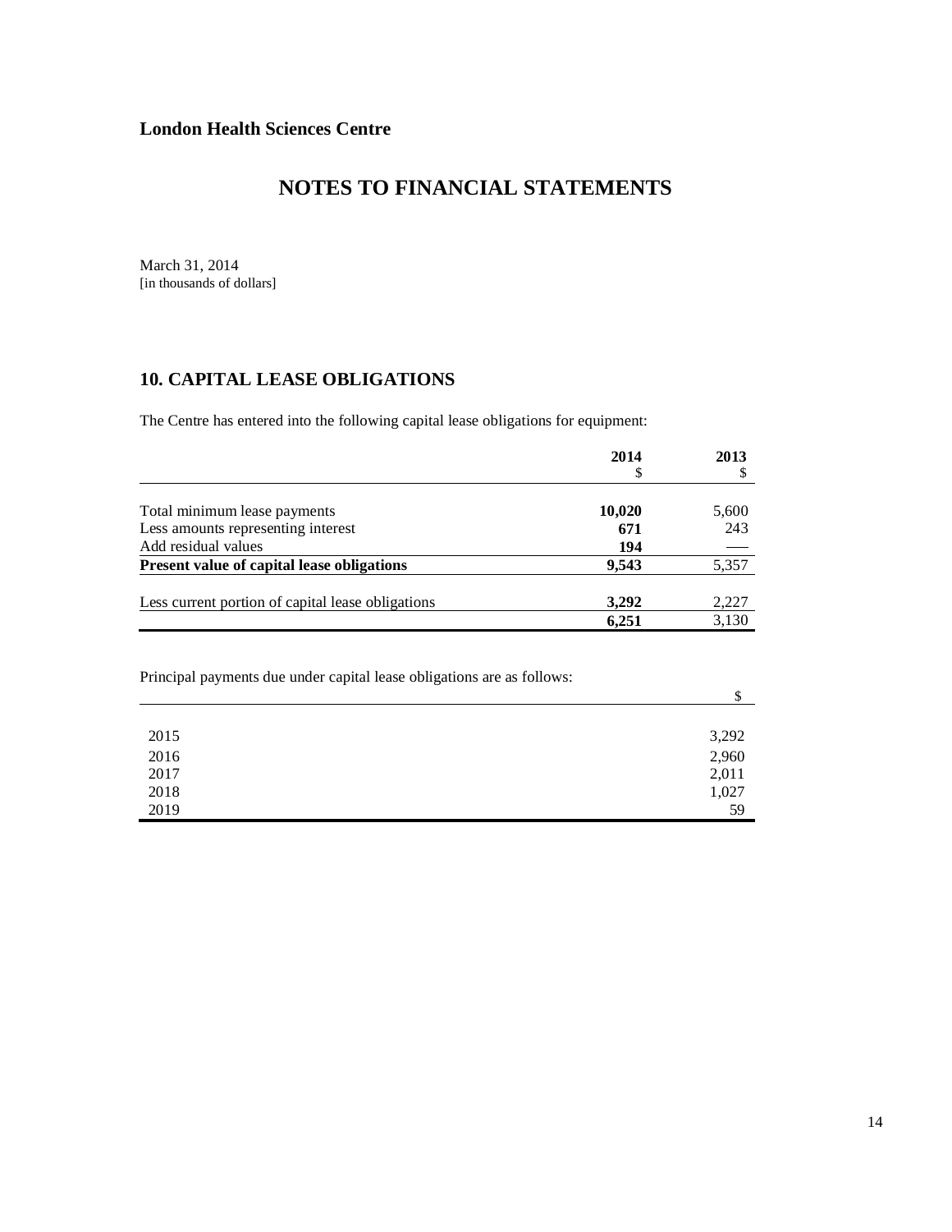**London Health Sciences Centre**

# NOTES TO FINANCIAL STATEMENTS

March 31, 2014
[in thousands of dollars]

## 10. CAPITAL LEASE OBLIGATIONS

The Centre has entered into the following capital lease obligations for equipment:

| | 2014<br>$ | 2013<br>$ |
|---|---|---|
| Total minimum lease payments | **10,020** | 5,600 |
| Less amounts representing interest | **671** | 243 |
| Add residual values | **194** | — |
| **Present value of capital lease obligations** | **9,543** | 5,357 |
| Less current portion of capital lease obligations | **3,292** | 2,227 |
| | **6,251** | 3,130 |

Principal payments due under capital lease obligations are as follows:

| | $ |
|---|---|
| 2015 | 3,292 |
| 2016 | 2,960 |
| 2017 | 2,011 |
| 2018 | 1,027 |
| 2019 | 59 |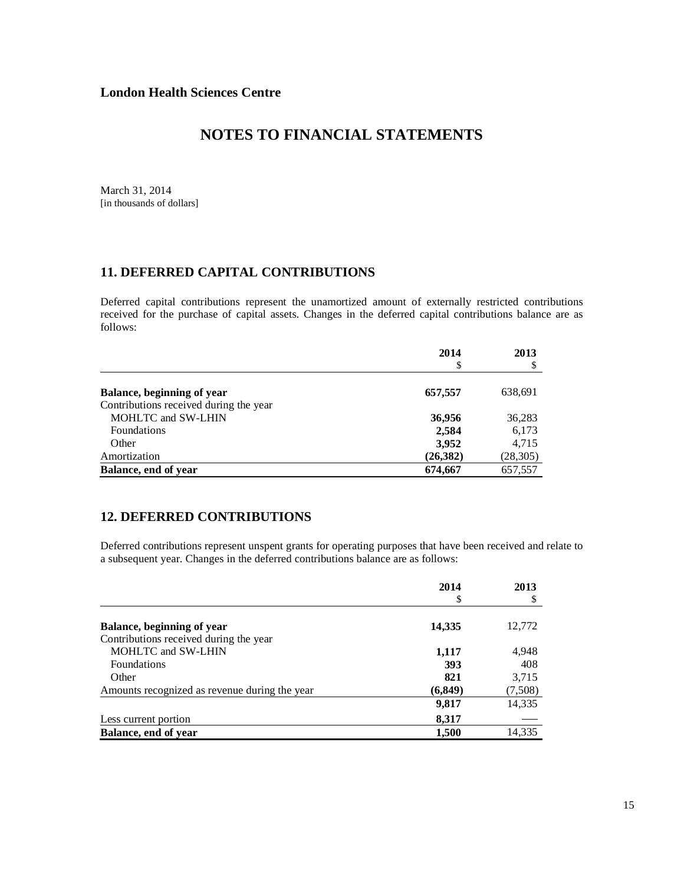**London Health Sciences Centre**

# NOTES TO FINANCIAL STATEMENTS

March 31, 2014
[in thousands of dollars]

## 11. DEFERRED CAPITAL CONTRIBUTIONS

Deferred capital contributions represent the unamortized amount of externally restricted contributions received for the purchase of capital assets. Changes in the deferred capital contributions balance are as follows:

| | 2014<br>$ | 2013<br>$ |
|---|---|---|
| **Balance, beginning of year** | **657,557** | 638,691 |
| Contributions received during the year | | |
| MOHLTC and SW-LHIN | **36,956** | 36,283 |
| Foundations | **2,584** | 6,173 |
| Other | **3,952** | 4,715 |
| Amortization | **(26,382)** | (28,305) |
| **Balance, end of year** | **674,667** | 657,557 |

## 12. DEFERRED CONTRIBUTIONS

Deferred contributions represent unspent grants for operating purposes that have been received and relate to a subsequent year. Changes in the deferred contributions balance are as follows:

| | 2014<br>$ | 2013<br>$ |
|---|---|---|
| **Balance, beginning of year** | **14,335** | 12,772 |
| Contributions received during the year | | |
| MOHLTC and SW-LHIN | **1,117** | 4,948 |
| Foundations | **393** | 408 |
| Other | **821** | 3,715 |
| Amounts recognized as revenue during the year | **(6,849)** | (7,508) |
| | **9,817** | 14,335 |
| Less current portion | **8,317** | — |
| **Balance, end of year** | **1,500** | 14,335 |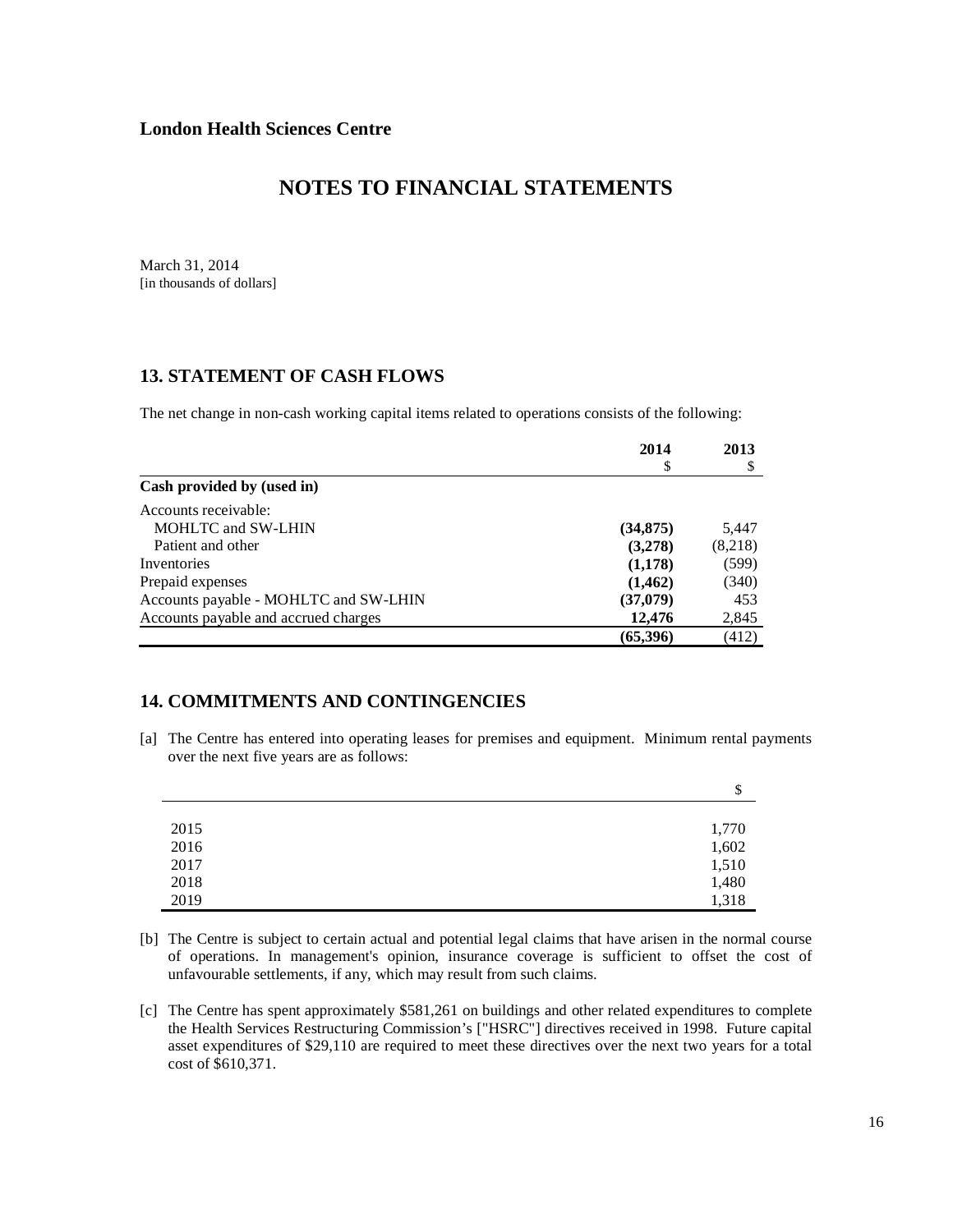**London Health Sciences Centre**

# NOTES TO FINANCIAL STATEMENTS

March 31, 2014
[in thousands of dollars]

## 13. STATEMENT OF CASH FLOWS

The net change in non-cash working capital items related to operations consists of the following:

| | 2014<br>$ | 2013<br>$ |
|---|---|---|
| **Cash provided by (used in)** | | |
| Accounts receivable: | | |
| MOHLTC and SW-LHIN | **(34,875)** | 5,447 |
| Patient and other | **(3,278)** | (8,218) |
| Inventories | **(1,178)** | (599) |
| Prepaid expenses | **(1,462)** | (340) |
| Accounts payable - MOHLTC and SW-LHIN | **(37,079)** | 453 |
| Accounts payable and accrued charges | **12,476** | 2,845 |
| | **(65,396)** | (412) |

## 14. COMMITMENTS AND CONTINGENCIES

[a] The Centre has entered into operating leases for premises and equipment. Minimum rental payments over the next five years are as follows:

| | $ |
|---|---|
| 2015 | 1,770 |
| 2016 | 1,602 |
| 2017 | 1,510 |
| 2018 | 1,480 |
| 2019 | 1,318 |

[b] The Centre is subject to certain actual and potential legal claims that have arisen in the normal course of operations. In management's opinion, insurance coverage is sufficient to offset the cost of unfavourable settlements, if any, which may result from such claims.

[c] The Centre has spent approximately $581,261 on buildings and other related expenditures to complete the Health Services Restructuring Commission's ["HSRC"] directives received in 1998. Future capital asset expenditures of $29,110 are required to meet these directives over the next two years for a total cost of $610,371.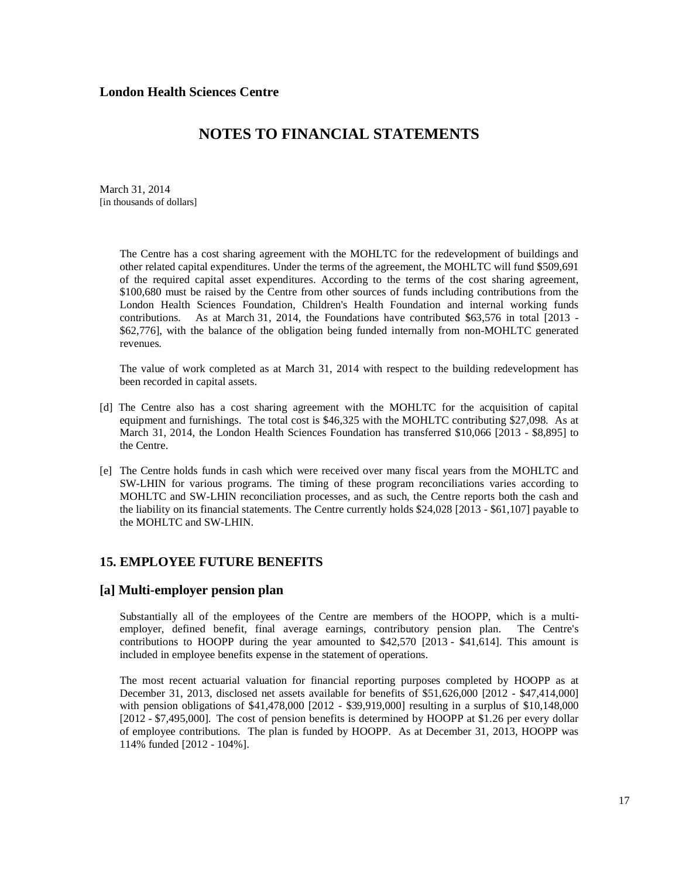**London Health Sciences Centre**

# NOTES TO FINANCIAL STATEMENTS

March 31, 2014
[in thousands of dollars]

The Centre has a cost sharing agreement with the MOHLTC for the redevelopment of buildings and other related capital expenditures. Under the terms of the agreement, the MOHLTC will fund $509,691 of the required capital asset expenditures. According to the terms of the cost sharing agreement, $100,680 must be raised by the Centre from other sources of funds including contributions from the London Health Sciences Foundation, Children's Health Foundation and internal working funds contributions. As at March 31, 2014, the Foundations have contributed $63,576 in total [2013 - $62,776], with the balance of the obligation being funded internally from non-MOHLTC generated revenues.

The value of work completed as at March 31, 2014 with respect to the building redevelopment has been recorded in capital assets.

[d] The Centre also has a cost sharing agreement with the MOHLTC for the acquisition of capital equipment and furnishings. The total cost is $46,325 with the MOHLTC contributing $27,098. As at March 31, 2014, the London Health Sciences Foundation has transferred $10,066 [2013 - $8,895] to the Centre.

[e] The Centre holds funds in cash which were received over many fiscal years from the MOHLTC and SW-LHIN for various programs. The timing of these program reconciliations varies according to MOHLTC and SW-LHIN reconciliation processes, and as such, the Centre reports both the cash and the liability on its financial statements. The Centre currently holds $24,028 [2013 - $61,107] payable to the MOHLTC and SW-LHIN.

## 15. EMPLOYEE FUTURE BENEFITS

### [a] Multi-employer pension plan

Substantially all of the employees of the Centre are members of the HOOPP, which is a multi-employer, defined benefit, final average earnings, contributory pension plan. The Centre's contributions to HOOPP during the year amounted to $42,570 [2013 - $41,614]. This amount is included in employee benefits expense in the statement of operations.

The most recent actuarial valuation for financial reporting purposes completed by HOOPP as at December 31, 2013, disclosed net assets available for benefits of $51,626,000 [2012 - $47,414,000] with pension obligations of $41,478,000 [2012 - $39,919,000] resulting in a surplus of $10,148,000 [2012 - $7,495,000]. The cost of pension benefits is determined by HOOPP at $1.26 per every dollar of employee contributions. The plan is funded by HOOPP. As at December 31, 2013, HOOPP was 114% funded [2012 - 104%].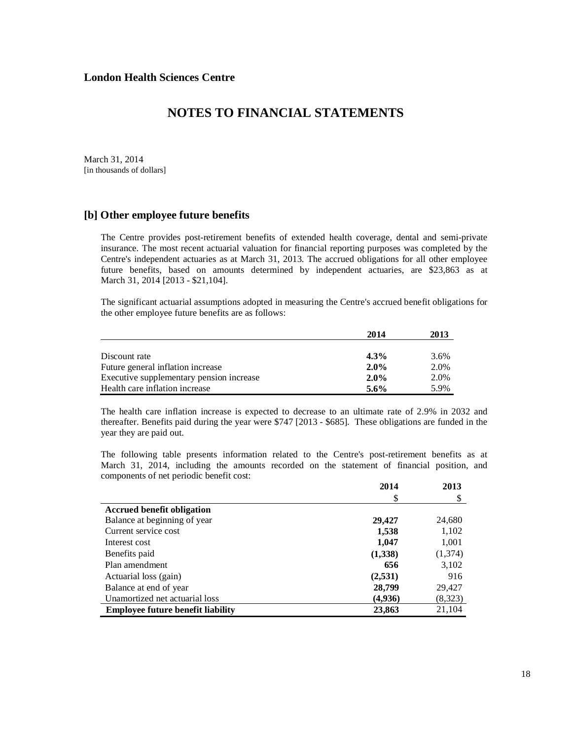**London Health Sciences Centre**

# NOTES TO FINANCIAL STATEMENTS

March 31, 2014
[in thousands of dollars]

## [b] Other employee future benefits

The Centre provides post-retirement benefits of extended health coverage, dental and semi-private insurance. The most recent actuarial valuation for financial reporting purposes was completed by the Centre's independent actuaries as at March 31, 2013. The accrued obligations for all other employee future benefits, based on amounts determined by independent actuaries, are $23,863 as at March 31, 2014 [2013 - $21,104].

The significant actuarial assumptions adopted in measuring the Centre's accrued benefit obligations for the other employee future benefits are as follows:

| | 2014 | 2013 |
|---|---|---|
| Discount rate | **4.3%** | 3.6% |
| Future general inflation increase | **2.0%** | 2.0% |
| Executive supplementary pension increase | **2.0%** | 2.0% |
| Health care inflation increase | **5.6%** | 5.9% |

The health care inflation increase is expected to decrease to an ultimate rate of 2.9% in 2032 and thereafter. Benefits paid during the year were $747 [2013 - $685]. These obligations are funded in the year they are paid out.

The following table presents information related to the Centre's post-retirement benefits as at March 31, 2014, including the amounts recorded on the statement of financial position, and components of net periodic benefit cost:

| | 2014 | 2013 |
|---|---|---|
| | $ | $ |
| **Accrued benefit obligation** | | |
| Balance at beginning of year | **29,427** | 24,680 |
| Current service cost | **1,538** | 1,102 |
| Interest cost | **1,047** | 1,001 |
| Benefits paid | **(1,338)** | (1,374) |
| Plan amendment | **656** | 3,102 |
| Actuarial loss (gain) | **(2,531)** | 916 |
| Balance at end of year | **28,799** | 29,427 |
| Unamortized net actuarial loss | **(4,936)** | (8,323) |
| **Employee future benefit liability** | **23,863** | 21,104 |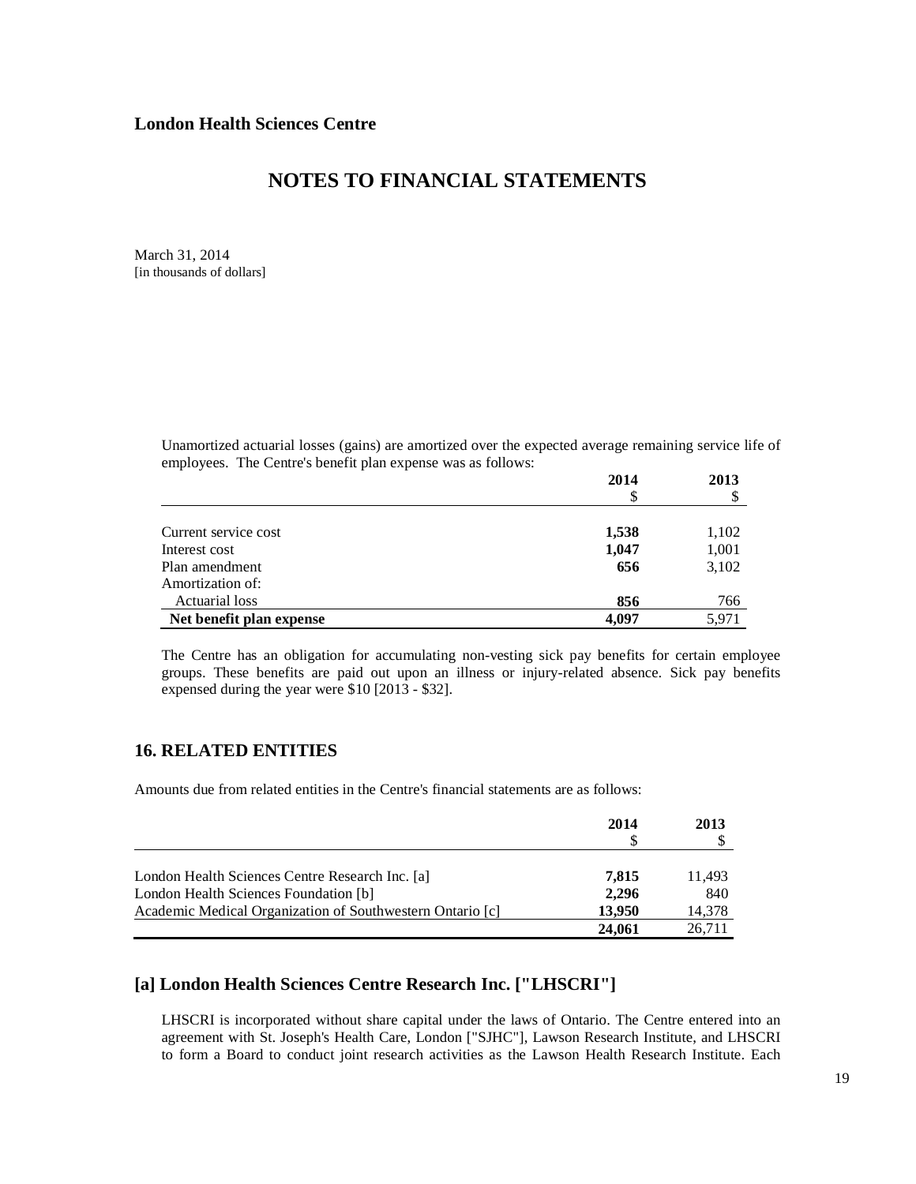Unamortized actuarial losses (gains) are amortized over the expected average remaining service life of employees. The Centre's benefit plan expense was as follows:

| | 2014<br>$ | 2013<br>$ |
|---|---|---|
| Current service cost | **1,538** | 1,102 |
| Interest cost | **1,047** | 1,001 |
| Plan amendment | **656** | 3,102 |
| Amortization of: | | |
| Actuarial loss | **856** | 766 |
| **Net benefit plan expense** | **4,097** | 5,971 |

The Centre has an obligation for accumulating non-vesting sick pay benefits for certain employee groups. These benefits are paid out upon an illness or injury-related absence. Sick pay benefits expensed during the year were $10 [2013 - $32].

## 16. RELATED ENTITIES

Amounts due from related entities in the Centre's financial statements are as follows:

| | 2014<br>$ | 2013<br>$ |
|---|---|---|
| London Health Sciences Centre Research Inc. [a] | **7,815** | 11,493 |
| London Health Sciences Foundation [b] | **2,296** | 840 |
| Academic Medical Organization of Southwestern Ontario [c] | **13,950** | 14,378 |
| | **24,061** | 26,711 |

### [a] London Health Sciences Centre Research Inc. ["LHSCRI"]

LHSCRI is incorporated without share capital under the laws of Ontario. The Centre entered into an agreement with St. Joseph's Health Care, London ["SJHC"], Lawson Research Institute, and LHSCRI to form a Board to conduct joint research activities as the Lawson Health Research Institute. Each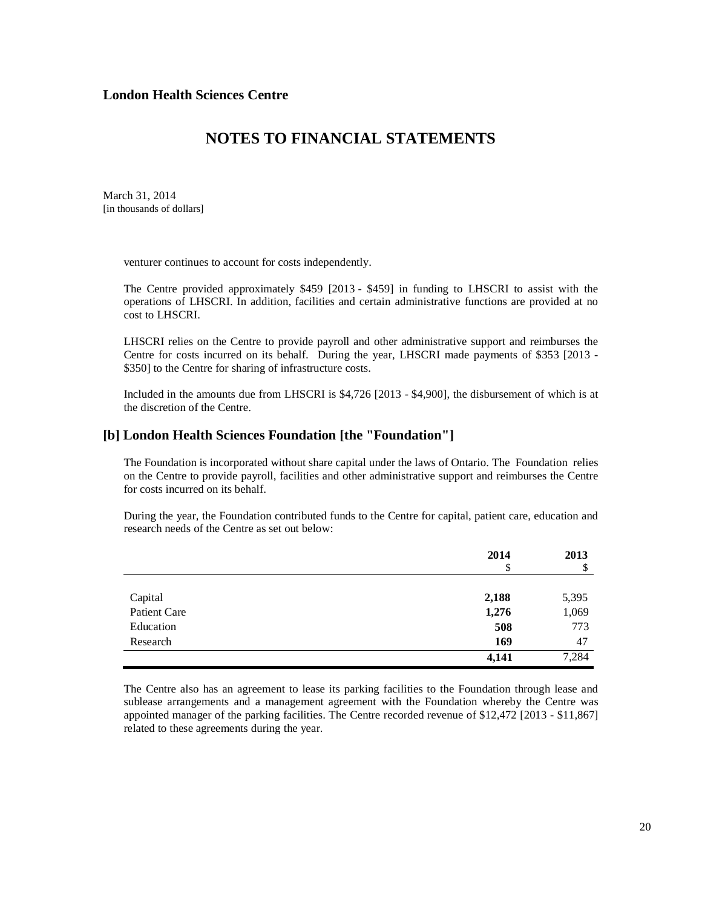# London Health Sciences Centre

## NOTES TO FINANCIAL STATEMENTS

March 31, 2014
[in thousands of dollars]

venturer continues to account for costs independently.

The Centre provided approximately $459 [2013 - $459] in funding to LHSCRI to assist with the operations of LHSCRI. In addition, facilities and certain administrative functions are provided at no cost to LHSCRI.

LHSCRI relies on the Centre to provide payroll and other administrative support and reimburses the Centre for costs incurred on its behalf. During the year, LHSCRI made payments of $353 [2013 - $350] to the Centre for sharing of infrastructure costs.

Included in the amounts due from LHSCRI is $4,726 [2013 - $4,900], the disbursement of which is at the discretion of the Centre.

### [b] London Health Sciences Foundation [the "Foundation"]

The Foundation is incorporated without share capital under the laws of Ontario. The Foundation relies on the Centre to provide payroll, facilities and other administrative support and reimburses the Centre for costs incurred on its behalf.

During the year, the Foundation contributed funds to the Centre for capital, patient care, education and research needs of the Centre as set out below:

| | **2014**<br>$ | **2013**<br>$ |
|---|---|---|
| Capital | **2,188** | 5,395 |
| Patient Care | **1,276** | 1,069 |
| Education | **508** | 773 |
| Research | **169** | 47 |
| | **4,141** | 7,284 |

The Centre also has an agreement to lease its parking facilities to the Foundation through lease and sublease arrangements and a management agreement with the Foundation whereby the Centre was appointed manager of the parking facilities. The Centre recorded revenue of $12,472 [2013 - $11,867] related to these agreements during the year.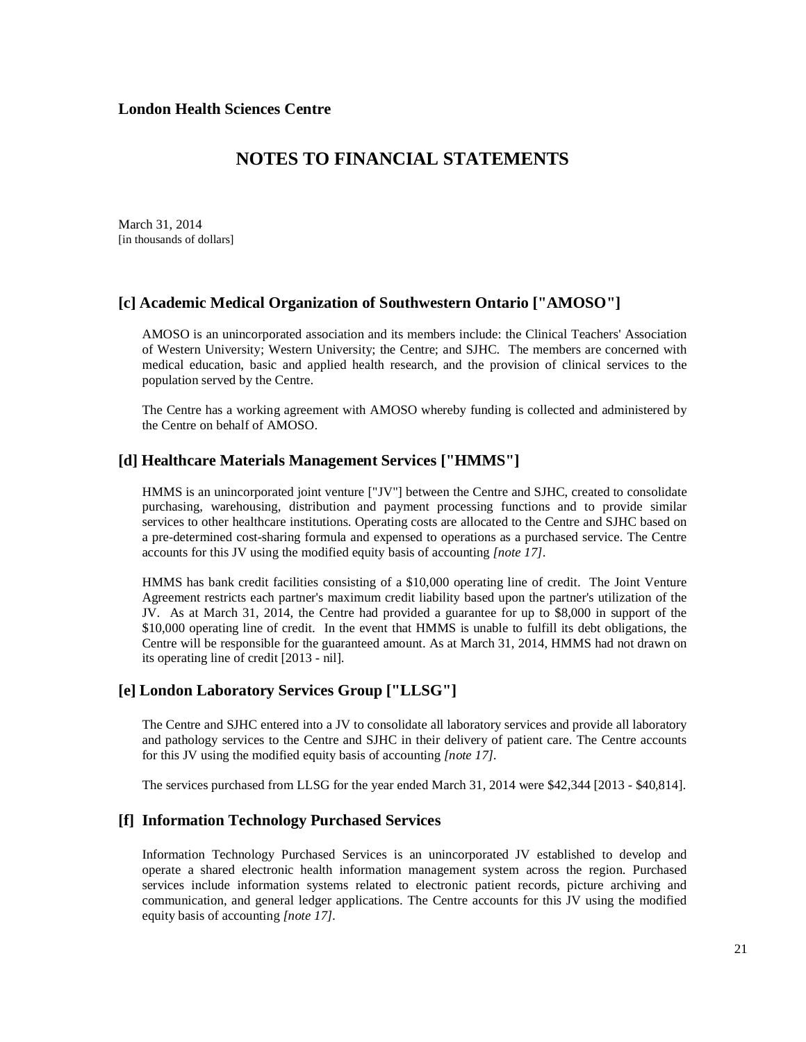**London Health Sciences Centre**

# NOTES TO FINANCIAL STATEMENTS

March 31, 2014
[in thousands of dollars]

## [c] Academic Medical Organization of Southwestern Ontario ["AMOSO"]

AMOSO is an unincorporated association and its members include: the Clinical Teachers' Association of Western University; Western University; the Centre; and SJHC. The members are concerned with medical education, basic and applied health research, and the provision of clinical services to the population served by the Centre.

The Centre has a working agreement with AMOSO whereby funding is collected and administered by the Centre on behalf of AMOSO.

## [d] Healthcare Materials Management Services ["HMMS"]

HMMS is an unincorporated joint venture ["JV"] between the Centre and SJHC, created to consolidate purchasing, warehousing, distribution and payment processing functions and to provide similar services to other healthcare institutions. Operating costs are allocated to the Centre and SJHC based on a pre-determined cost-sharing formula and expensed to operations as a purchased service. The Centre accounts for this JV using the modified equity basis of accounting *[note 17]*.

HMMS has bank credit facilities consisting of a $10,000 operating line of credit. The Joint Venture Agreement restricts each partner's maximum credit liability based upon the partner's utilization of the JV. As at March 31, 2014, the Centre had provided a guarantee for up to $8,000 in support of the $10,000 operating line of credit. In the event that HMMS is unable to fulfill its debt obligations, the Centre will be responsible for the guaranteed amount. As at March 31, 2014, HMMS had not drawn on its operating line of credit [2013 - nil].

## [e] London Laboratory Services Group ["LLSG"]

The Centre and SJHC entered into a JV to consolidate all laboratory services and provide all laboratory and pathology services to the Centre and SJHC in their delivery of patient care. The Centre accounts for this JV using the modified equity basis of accounting *[note 17]*.

The services purchased from LLSG for the year ended March 31, 2014 were $42,344 [2013 - $40,814].

## [f] Information Technology Purchased Services

Information Technology Purchased Services is an unincorporated JV established to develop and operate a shared electronic health information management system across the region. Purchased services include information systems related to electronic patient records, picture archiving and communication, and general ledger applications. The Centre accounts for this JV using the modified equity basis of accounting *[note 17]*.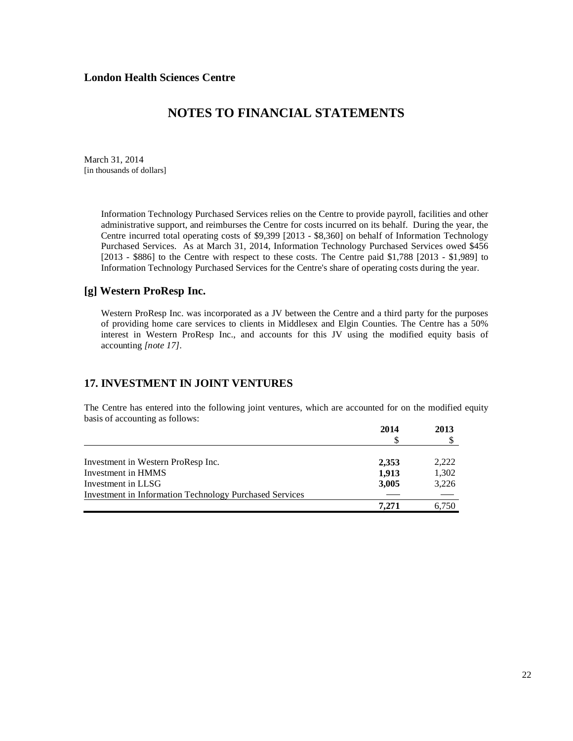**London Health Sciences Centre**

# NOTES TO FINANCIAL STATEMENTS

March 31, 2014
[in thousands of dollars]

Information Technology Purchased Services relies on the Centre to provide payroll, facilities and other administrative support, and reimburses the Centre for costs incurred on its behalf. During the year, the Centre incurred total operating costs of $9,399 [2013 - $8,360] on behalf of Information Technology Purchased Services. As at March 31, 2014, Information Technology Purchased Services owed $456 [2013 - $886] to the Centre with respect to these costs. The Centre paid $1,788 [2013 - $1,989] to Information Technology Purchased Services for the Centre's share of operating costs during the year.

### [g] Western ProResp Inc.

Western ProResp Inc. was incorporated as a JV between the Centre and a third party for the purposes of providing home care services to clients in Middlesex and Elgin Counties. The Centre has a 50% interest in Western ProResp Inc., and accounts for this JV using the modified equity basis of accounting *[note 17]*.

## 17. INVESTMENT IN JOINT VENTURES

The Centre has entered into the following joint ventures, which are accounted for on the modified equity basis of accounting as follows:

| | 2014<br>$ | 2013<br>$ |
|---|---|---|
| Investment in Western ProResp Inc. | **2,353** | 2,222 |
| Investment in HMMS | **1,913** | 1,302 |
| Investment in LLSG | **3,005** | 3,226 |
| Investment in Information Technology Purchased Services | — | — |
| | **7,271** | 6,750 |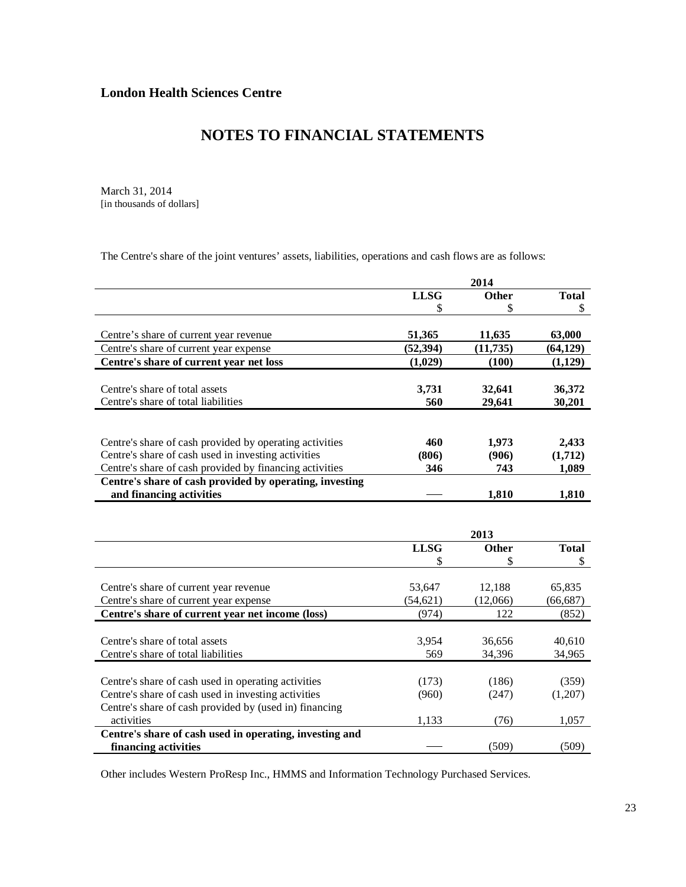**London Health Sciences Centre**

# NOTES TO FINANCIAL STATEMENTS

March 31, 2014
[in thousands of dollars]

The Centre's share of the joint ventures' assets, liabilities, operations and cash flows are as follows:

| | 2014 | | |
|---|---|---|---|
| | **LLSG** | **Other** | **Total** |
| | $ | $ | $ |
| Centre's share of current year revenue | **51,365** | **11,635** | **63,000** |
| Centre's share of current year expense | **(52,394)** | **(11,735)** | **(64,129)** |
| **Centre's share of current year net loss** | **(1,029)** | **(100)** | **(1,129)** |
| Centre's share of total assets | **3,731** | **32,641** | **36,372** |
| Centre's share of total liabilities | **560** | **29,641** | **30,201** |
| Centre's share of cash provided by operating activities | **460** | **1,973** | **2,433** |
| Centre's share of cash used in investing activities | **(806)** | **(906)** | **(1,712)** |
| Centre's share of cash provided by financing activities | **346** | **743** | **1,089** |
| **Centre's share of cash provided by operating, investing and financing activities** | — | **1,810** | **1,810** |

| | 2013 | | |
|---|---|---|---|
| | **LLSG** | **Other** | **Total** |
| | $ | $ | $ |
| Centre's share of current year revenue | 53,647 | 12,188 | 65,835 |
| Centre's share of current year expense | (54,621) | (12,066) | (66,687) |
| **Centre's share of current year net income (loss)** | (974) | 122 | (852) |
| Centre's share of total assets | 3,954 | 36,656 | 40,610 |
| Centre's share of total liabilities | 569 | 34,396 | 34,965 |
| Centre's share of cash used in operating activities | (173) | (186) | (359) |
| Centre's share of cash used in investing activities | (960) | (247) | (1,207) |
| Centre's share of cash provided by (used in) financing activities | 1,133 | (76) | 1,057 |
| **Centre's share of cash used in operating, investing and financing activities** | — | (509) | (509) |

Other includes Western ProResp Inc., HMMS and Information Technology Purchased Services.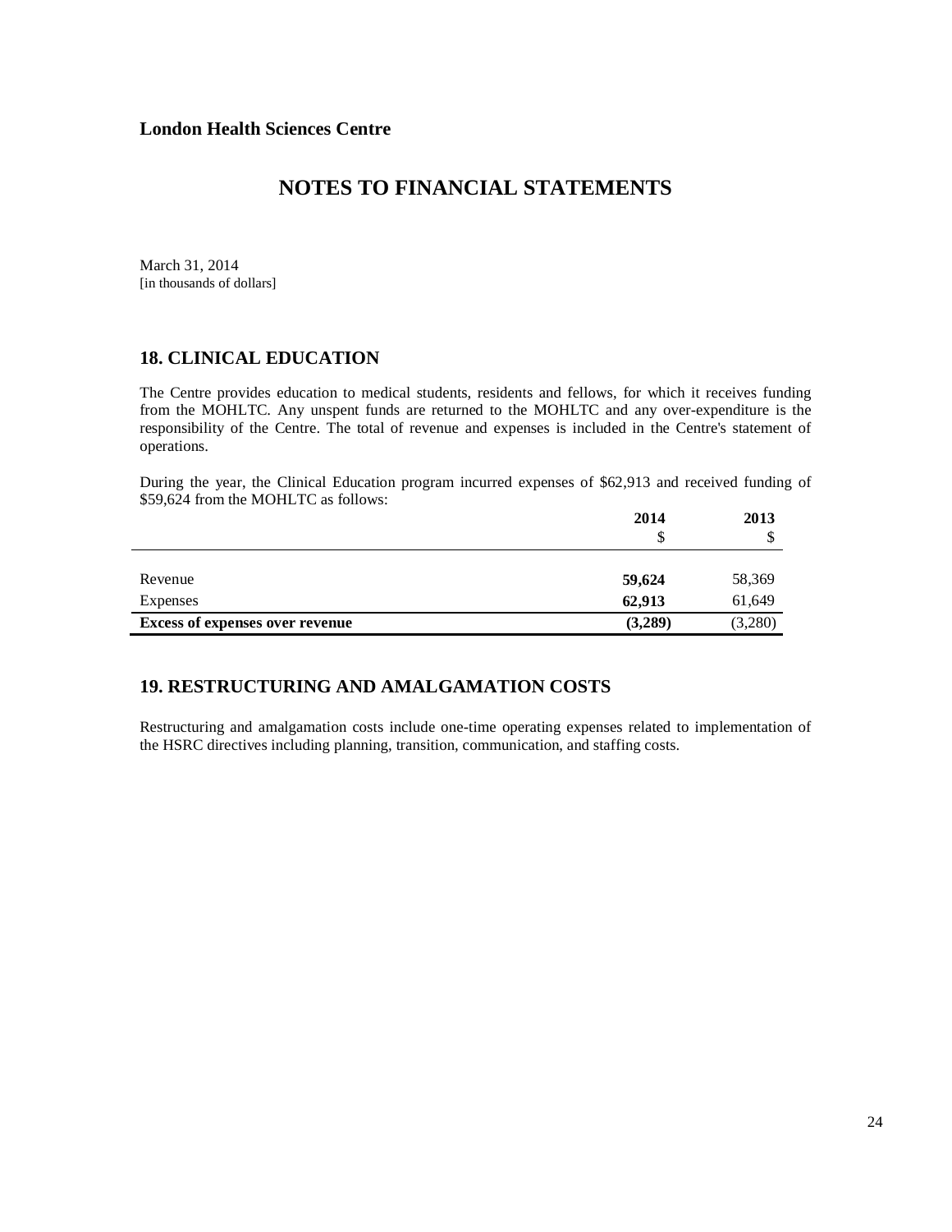**London Health Sciences Centre**

# NOTES TO FINANCIAL STATEMENTS

March 31, 2014
[in thousands of dollars]

## 18. CLINICAL EDUCATION

The Centre provides education to medical students, residents and fellows, for which it receives funding from the MOHLTC. Any unspent funds are returned to the MOHLTC and any over-expenditure is the responsibility of the Centre. The total of revenue and expenses is included in the Centre's statement of operations.

During the year, the Clinical Education program incurred expenses of $62,913 and received funding of $59,624 from the MOHLTC as follows:

| | 2014<br>$ | 2013<br>$ |
|---|---|---|
| Revenue | **59,624** | 58,369 |
| Expenses | **62,913** | 61,649 |
| **Excess of expenses over revenue** | **(3,289)** | (3,280) |

## 19. RESTRUCTURING AND AMALGAMATION COSTS

Restructuring and amalgamation costs include one-time operating expenses related to implementation of the HSRC directives including planning, transition, communication, and staffing costs.